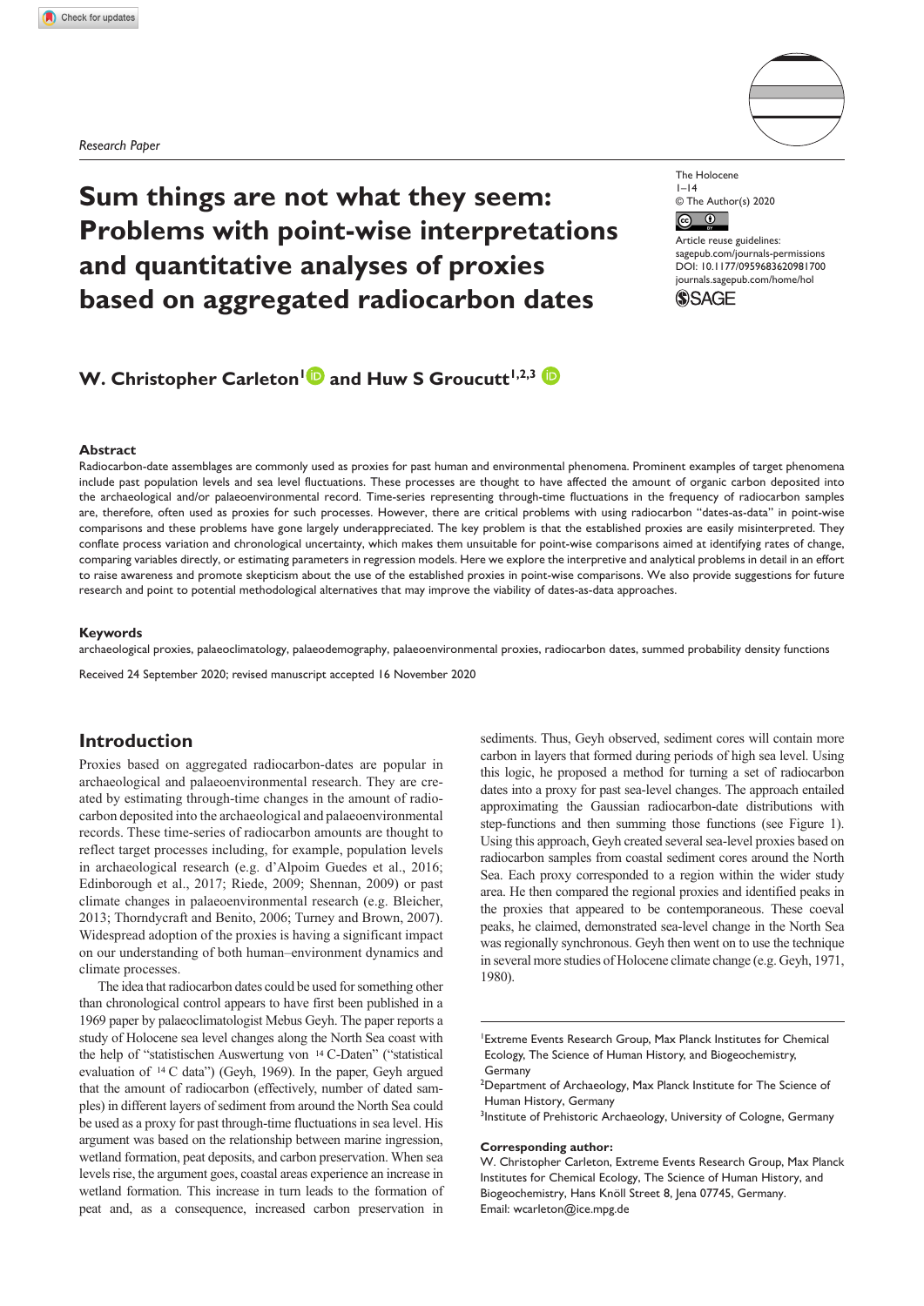Research Paper

# Sum things are not what they seem: Problems with point-wise interpretations and quantitative analyses of proxies based on aggregated radiocarbon dates

The Holocene
1–14
© The Author(s) 2020
Article reuse guidelines: sagepub.com/journals-permissions
DOI: 10.1177/0959683620981700
journals.sagepub.com/home/hol

**W. Christopher Carleton[1] and Huw S Groucutt[1,2,3]**

### Abstract

Radiocarbon-date assemblages are commonly used as proxies for past human and environmental phenomena. Prominent examples of target phenomena include past population levels and sea level fluctuations. These processes are thought to have affected the amount of organic carbon deposited into the archaeological and/or palaeoenvironmental record. Time-series representing through-time fluctuations in the frequency of radiocarbon samples are, therefore, often used as proxies for such processes. However, there are critical problems with using radiocarbon "dates-as-data" in point-wise comparisons and these problems have gone largely underappreciated. The key problem is that the established proxies are easily misinterpreted. They conflate process variation and chronological uncertainty, which makes them unsuitable for point-wise comparisons aimed at identifying rates of change, comparing variables directly, or estimating parameters in regression models. Here we explore the interpretive and analytical problems in detail in an effort to raise awareness and promote skepticism about the use of the established proxies in point-wise comparisons. We also provide suggestions for future research and point to potential methodological alternatives that may improve the viability of dates-as-data approaches.

### Keywords

archaeological proxies, palaeoclimatology, palaeodemography, palaeoenvironmental proxies, radiocarbon dates, summed probability density functions

Received 24 September 2020; revised manuscript accepted 16 November 2020

## Introduction

Proxies based on aggregated radiocarbon-dates are popular in archaeological and palaeoenvironmental research. They are created by estimating through-time changes in the amount of radiocarbon deposited into the archaeological and palaeoenvironmental records. These time-series of radiocarbon amounts are thought to reflect target processes including, for example, population levels in archaeological research (e.g. d'Alpoim Guedes et al., 2016; Edinborough et al., 2017; Riede, 2009; Shennan, 2009) or past climate changes in palaeoenvironmental research (e.g. Bleicher, 2013; Thorndycraft and Benito, 2006; Turney and Brown, 2007). Widespread adoption of the proxies is having a significant impact on our understanding of both human–environment dynamics and climate processes.

The idea that radiocarbon dates could be used for something other than chronological control appears to have first been published in a 1969 paper by palaeoclimatologist Mebus Geyh. The paper reports a study of Holocene sea level changes along the North Sea coast with the help of "statistischen Auswertung von $^{14}$C-Daten" ("statistical evaluation of $^{14}$C data") (Geyh, 1969). In the paper, Geyh argued that the amount of radiocarbon (effectively, number of dated samples) in different layers of sediment from around the North Sea could be used as a proxy for past through-time fluctuations in sea level. His argument was based on the relationship between marine ingression, wetland formation, peat deposits, and carbon preservation. When sea levels rise, the argument goes, coastal areas experience an increase in wetland formation. This increase in turn leads to the formation of peat and, as a consequence, increased carbon preservation in sediments. Thus, Geyh observed, sediment cores will contain more carbon in layers that formed during periods of high sea level. Using this logic, he proposed a method for turning a set of radiocarbon dates into a proxy for past sea-level changes. The approach entailed approximating the Gaussian radiocarbon-date distributions with step-functions and then summing those functions (see Figure 1). Using this approach, Geyh created several sea-level proxies based on radiocarbon samples from coastal sediment cores around the North Sea. Each proxy corresponded to a region within the wider study area. He then compared the regional proxies and identified peaks in the proxies that appeared to be contemporaneous. These coeval peaks, he claimed, demonstrated sea-level change in the North Sea was regionally synchronous. Geyh then went on to use the technique in several more studies of Holocene climate change (e.g. Geyh, 1971, 1980).

[1]Extreme Events Research Group, Max Planck Institutes for Chemical Ecology, The Science of Human History, and Biogeochemistry, Germany
[2]Department of Archaeology, Max Planck Institute for The Science of Human History, Germany
[3]Institute of Prehistoric Archaeology, University of Cologne, Germany

**Corresponding author:**
W. Christopher Carleton, Extreme Events Research Group, Max Planck Institutes for Chemical Ecology, The Science of Human History, and Biogeochemistry, Hans Knöll Street 8, Jena 07745, Germany.
Email: wcarleton@ice.mpg.de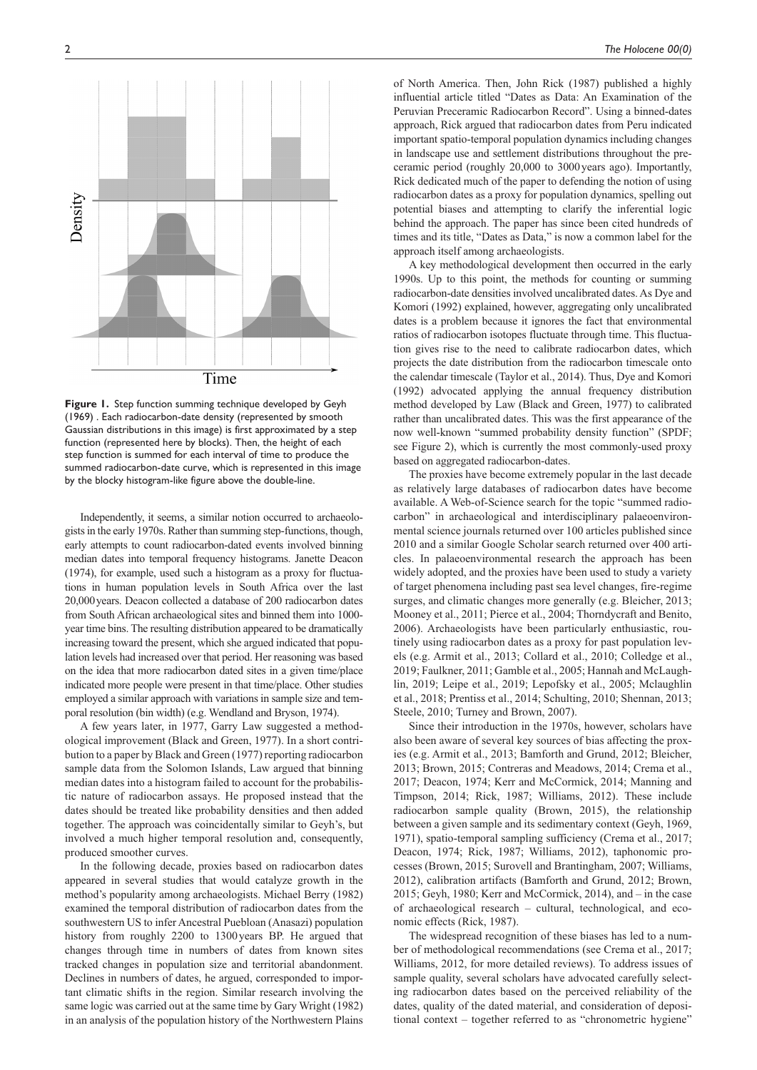**Figure 1.** Step function summing technique developed by Geyh (1969) . Each radiocarbon-date density (represented by smooth Gaussian distributions in this image) is first approximated by a step function (represented here by blocks). Then, the height of each step function is summed for each interval of time to produce the summed radiocarbon-date curve, which is represented in this image by the blocky histogram-like figure above the double-line.

Independently, it seems, a similar notion occurred to archaeologists in the early 1970s. Rather than summing step-functions, though, early attempts to count radiocarbon-dated events involved binning median dates into temporal frequency histograms. Janette Deacon (1974), for example, used such a histogram as a proxy for fluctuations in human population levels in South Africa over the last 20,000 years. Deacon collected a database of 200 radiocarbon dates from South African archaeological sites and binned them into 1000-year time bins. The resulting distribution appeared to be dramatically increasing toward the present, which she argued indicated that population levels had increased over that period. Her reasoning was based on the idea that more radiocarbon dated sites in a given time/place indicated more people were present in that time/place. Other studies employed a similar approach with variations in sample size and temporal resolution (bin width) (e.g. Wendland and Bryson, 1974).

A few years later, in 1977, Garry Law suggested a methodological improvement (Black and Green, 1977). In a short contribution to a paper by Black and Green (1977) reporting radiocarbon sample data from the Solomon Islands, Law argued that binning median dates into a histogram failed to account for the probabilistic nature of radiocarbon assays. He proposed instead that the dates should be treated like probability densities and then added together. The approach was coincidentally similar to Geyh's, but involved a much higher temporal resolution and, consequently, produced smoother curves.

In the following decade, proxies based on radiocarbon dates appeared in several studies that would catalyze growth in the method's popularity among archaeologists. Michael Berry (1982) examined the temporal distribution of radiocarbon dates from the southwestern US to infer Ancestral Puebloan (Anasazi) population history from roughly 2200 to 1300 years BP. He argued that changes through time in numbers of dates from known sites tracked changes in population size and territorial abandonment. Declines in numbers of dates, he argued, corresponded to important climatic shifts in the region. Similar research involving the same logic was carried out at the same time by Gary Wright (1982) in an analysis of the population history of the Northwestern Plains of North America. Then, John Rick (1987) published a highly influential article titled "Dates as Data: An Examination of the Peruvian Preceramic Radiocarbon Record". Using a binned-dates approach, Rick argued that radiocarbon dates from Peru indicated important spatio-temporal population dynamics including changes in landscape use and settlement distributions throughout the preceramic period (roughly 20,000 to 3000 years ago). Importantly, Rick dedicated much of the paper to defending the notion of using radiocarbon dates as a proxy for population dynamics, spelling out potential biases and attempting to clarify the inferential logic behind the approach. The paper has since been cited hundreds of times and its title, "Dates as Data," is now a common label for the approach itself among archaeologists.

A key methodological development then occurred in the early 1990s. Up to this point, the methods for counting or summing radiocarbon-date densities involved uncalibrated dates. As Dye and Komori (1992) explained, however, aggregating only uncalibrated dates is a problem because it ignores the fact that environmental ratios of radiocarbon isotopes fluctuate through time. This fluctuation gives rise to the need to calibrate radiocarbon dates, which projects the date distribution from the radiocarbon timescale onto the calendar timescale (Taylor et al., 2014). Thus, Dye and Komori (1992) advocated applying the annual frequency distribution method developed by Law (Black and Green, 1977) to calibrated rather than uncalibrated dates. This was the first appearance of the now well-known "summed probability density function" (SPDF; see Figure 2), which is currently the most commonly-used proxy based on aggregated radiocarbon-dates.

The proxies have become extremely popular in the last decade as relatively large databases of radiocarbon dates have become available. A Web-of-Science search for the topic "summed radiocarbon" in archaeological and interdisciplinary palaeoenvironmental science journals returned over 100 articles published since 2010 and a similar Google Scholar search returned over 400 articles. In palaeoenvironmental research the approach has been widely adopted, and the proxies have been used to study a variety of target phenomena including past sea level changes, fire-regime surges, and climatic changes more generally (e.g. Bleicher, 2013; Mooney et al., 2011; Pierce et al., 2004; Thorndycraft and Benito, 2006). Archaeologists have been particularly enthusiastic, routinely using radiocarbon dates as a proxy for past population levels (e.g. Armit et al., 2013; Collard et al., 2010; Colledge et al., 2019; Faulkner, 2011; Gamble et al., 2005; Hannah and McLaughlin, 2019; Leipe et al., 2019; Lepofsky et al., 2005; Mclaughlin et al., 2018; Prentiss et al., 2014; Schulting, 2010; Shennan, 2013; Steele, 2010; Turney and Brown, 2007).

Since their introduction in the 1970s, however, scholars have also been aware of several key sources of bias affecting the proxies (e.g. Armit et al., 2013; Bamforth and Grund, 2012; Bleicher, 2013; Brown, 2015; Contreras and Meadows, 2014; Crema et al., 2017; Deacon, 1974; Kerr and McCormick, 2014; Manning and Timpson, 2014; Rick, 1987; Williams, 2012). These include radiocarbon sample quality (Brown, 2015), the relationship between a given sample and its sedimentary context (Geyh, 1969, 1971), spatio-temporal sampling sufficiency (Crema et al., 2017; Deacon, 1974; Rick, 1987; Williams, 2012), taphonomic processes (Brown, 2015; Surovell and Brantingham, 2007; Williams, 2012), calibration artifacts (Bamforth and Grund, 2012; Brown, 2015; Geyh, 1980; Kerr and McCormick, 2014), and – in the case of archaeological research – cultural, technological, and economic effects (Rick, 1987).

The widespread recognition of these biases has led to a number of methodological recommendations (see Crema et al., 2017; Williams, 2012, for more detailed reviews). To address issues of sample quality, several scholars have advocated carefully selecting radiocarbon dates based on the perceived reliability of the dates, quality of the dated material, and consideration of depositional context – together referred to as "chronometric hygiene"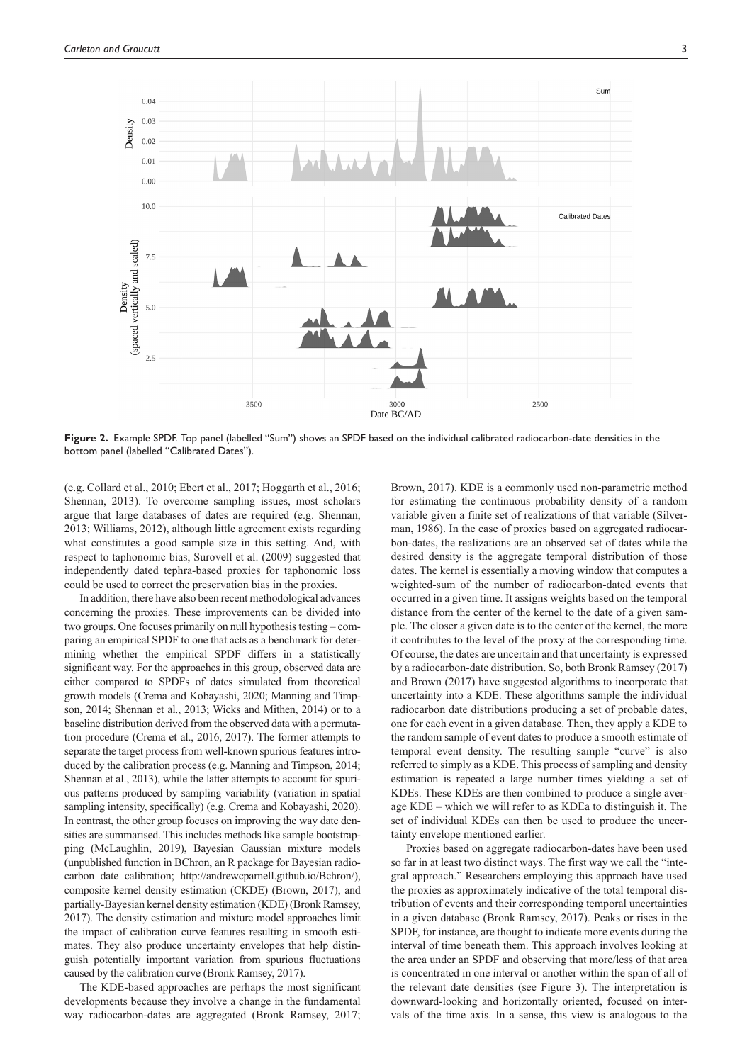**Figure 2.** Example SPDF. Top panel (labelled "Sum") shows an SPDF based on the individual calibrated radiocarbon-date densities in the bottom panel (labelled "Calibrated Dates").

(e.g. Collard et al., 2010; Ebert et al., 2017; Hoggarth et al., 2016; Shennan, 2013). To overcome sampling issues, most scholars argue that large databases of dates are required (e.g. Shennan, 2013; Williams, 2012), although little agreement exists regarding what constitutes a good sample size in this setting. And, with respect to taphonomic bias, Surovell et al. (2009) suggested that independently dated tephra-based proxies for taphonomic loss could be used to correct the preservation bias in the proxies.

In addition, there have also been recent methodological advances concerning the proxies. These improvements can be divided into two groups. One focuses primarily on null hypothesis testing – comparing an empirical SPDF to one that acts as a benchmark for determining whether the empirical SPDF differs in a statistically significant way. For the approaches in this group, observed data are either compared to SPDFs of dates simulated from theoretical growth models (Crema and Kobayashi, 2020; Manning and Timpson, 2014; Shennan et al., 2013; Wicks and Mithen, 2014) or to a baseline distribution derived from the observed data with a permutation procedure (Crema et al., 2016, 2017). The former attempts to separate the target process from well-known spurious features introduced by the calibration process (e.g. Manning and Timpson, 2014; Shennan et al., 2013), while the latter attempts to account for spurious patterns produced by sampling variability (variation in spatial sampling intensity, specifically) (e.g. Crema and Kobayashi, 2020). In contrast, the other group focuses on improving the way date densities are summarised. This includes methods like sample bootstrapping (McLaughlin, 2019), Bayesian Gaussian mixture models (unpublished function in BChron, an R package for Bayesian radiocarbon date calibration; http://andrewcparnell.github.io/Bchron/), composite kernel density estimation (CKDE) (Brown, 2017), and partially-Bayesian kernel density estimation (KDE) (Bronk Ramsey, 2017). The density estimation and mixture model approaches limit the impact of calibration curve features resulting in smooth estimates. They also produce uncertainty envelopes that help distinguish potentially important variation from spurious fluctuations caused by the calibration curve (Bronk Ramsey, 2017).

The KDE-based approaches are perhaps the most significant developments because they involve a change in the fundamental way radiocarbon-dates are aggregated (Bronk Ramsey, 2017; Brown, 2017). KDE is a commonly used non-parametric method for estimating the continuous probability density of a random variable given a finite set of realizations of that variable (Silverman, 1986). In the case of proxies based on aggregated radiocarbon-dates, the realizations are an observed set of dates while the desired density is the aggregate temporal distribution of those dates. The kernel is essentially a moving window that computes a weighted-sum of the number of radiocarbon-dated events that occurred in a given time. It assigns weights based on the temporal distance from the center of the kernel to the date of a given sample. The closer a given date is to the center of the kernel, the more it contributes to the level of the proxy at the corresponding time. Of course, the dates are uncertain and that uncertainty is expressed by a radiocarbon-date distribution. So, both Bronk Ramsey (2017) and Brown (2017) have suggested algorithms to incorporate that uncertainty into a KDE. These algorithms sample the individual radiocarbon date distributions producing a set of probable dates, one for each event in a given database. Then, they apply a KDE to the random sample of event dates to produce a smooth estimate of temporal event density. The resulting sample "curve" is also referred to simply as a KDE. This process of sampling and density estimation is repeated a large number times yielding a set of KDEs. These KDEs are then combined to produce a single average KDE – which we will refer to as KDEa to distinguish it. The set of individual KDEs can then be used to produce the uncertainty envelope mentioned earlier.

Proxies based on aggregate radiocarbon-dates have been used so far in at least two distinct ways. The first way we call the "integral approach." Researchers employing this approach have used the proxies as approximately indicative of the total temporal distribution of events and their corresponding temporal uncertainties in a given database (Bronk Ramsey, 2017). Peaks or rises in the SPDF, for instance, are thought to indicate more events during the interval of time beneath them. This approach involves looking at the area under an SPDF and observing that more/less of that area is concentrated in one interval or another within the span of all of the relevant date densities (see Figure 3). The interpretation is downward-looking and horizontally oriented, focused on intervals of the time axis. In a sense, this view is analogous to the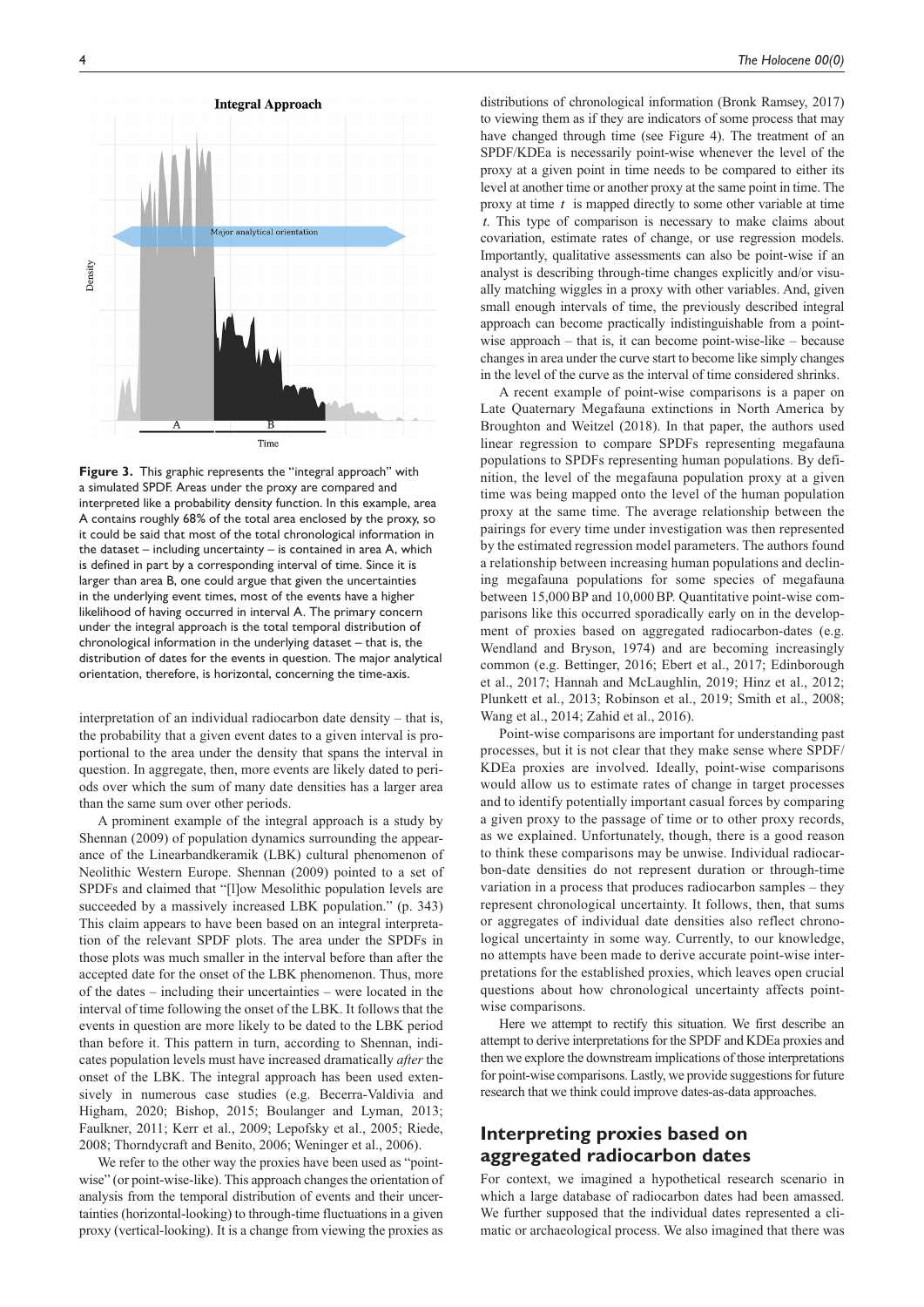**Figure 3.** This graphic represents the "integral approach" with a simulated SPDF. Areas under the proxy are compared and interpreted like a probability density function. In this example, area A contains roughly 68% of the total area enclosed by the proxy, so it could be said that most of the total chronological information in the dataset – including uncertainty – is contained in area A, which is defined in part by a corresponding interval of time. Since it is larger than area B, one could argue that given the uncertainties in the underlying event times, most of the events have a higher likelihood of having occurred in interval A. The primary concern under the integral approach is the total temporal distribution of chronological information in the underlying dataset – that is, the distribution of dates for the events in question. The major analytical orientation, therefore, is horizontal, concerning the time-axis.

interpretation of an individual radiocarbon date density – that is, the probability that a given event dates to a given interval is proportional to the area under the density that spans the interval in question. In aggregate, then, more events are likely dated to periods over which the sum of many date densities has a larger area than the same sum over other periods.

A prominent example of the integral approach is a study by Shennan (2009) of population dynamics surrounding the appearance of the Linearbandkeramik (LBK) cultural phenomenon of Neolithic Western Europe. Shennan (2009) pointed to a set of SPDFs and claimed that "[l]ow Mesolithic population levels are succeeded by a massively increased LBK population." (p. 343) This claim appears to have been based on an integral interpretation of the relevant SPDF plots. The area under the SPDFs in those plots was much smaller in the interval before than after the accepted date for the onset of the LBK phenomenon. Thus, more of the dates – including their uncertainties – were located in the interval of time following the onset of the LBK. It follows that the events in question are more likely to be dated to the LBK period than before it. This pattern in turn, according to Shennan, indicates population levels must have increased dramatically *after* the onset of the LBK. The integral approach has been used extensively in numerous case studies (e.g. Becerra-Valdivia and Higham, 2020; Bishop, 2015; Boulanger and Lyman, 2013; Faulkner, 2011; Kerr et al., 2009; Lepofsky et al., 2005; Riede, 2008; Thorndycraft and Benito, 2006; Weninger et al., 2006).

We refer to the other way the proxies have been used as "point-wise" (or point-wise-like). This approach changes the orientation of analysis from the temporal distribution of events and their uncertainties (horizontal-looking) to through-time fluctuations in a given proxy (vertical-looking). It is a change from viewing the proxies as distributions of chronological information (Bronk Ramsey, 2017) to viewing them as if they are indicators of some process that may have changed through time (see Figure 4). The treatment of an SPDF/KDEa is necessarily point-wise whenever the level of the proxy at a given point in time needs to be compared to either its level at another time or another proxy at the same point in time. The proxy at time $t$ is mapped directly to some other variable at time $t$. This type of comparison is necessary to make claims about covariation, estimate rates of change, or use regression models. Importantly, qualitative assessments can also be point-wise if an analyst is describing through-time changes explicitly and/or visually matching wiggles in a proxy with other variables. And, given small enough intervals of time, the previously described integral approach can become practically indistinguishable from a point-wise approach – that is, it can become point-wise-like – because changes in area under the curve start to become like simply changes in the level of the curve as the interval of time considered shrinks.

A recent example of point-wise comparisons is a paper on Late Quaternary Megafauna extinctions in North America by Broughton and Weitzel (2018). In that paper, the authors used linear regression to compare SPDFs representing megafauna populations to SPDFs representing human populations. By definition, the level of the megafauna population proxy at a given time was being mapped onto the level of the human population proxy at the same time. The average relationship between the pairings for every time under investigation was then represented by the estimated regression model parameters. The authors found a relationship between increasing human populations and declining megafauna populations for some species of megafauna between 15,000 BP and 10,000 BP. Quantitative point-wise comparisons like this occurred sporadically early on in the development of proxies based on aggregated radiocarbon-dates (e.g. Wendland and Bryson, 1974) and are becoming increasingly common (e.g. Bettinger, 2016; Ebert et al., 2017; Edinborough et al., 2017; Hannah and McLaughlin, 2019; Hinz et al., 2012; Plunkett et al., 2013; Robinson et al., 2019; Smith et al., 2008; Wang et al., 2014; Zahid et al., 2016).

Point-wise comparisons are important for understanding past processes, but it is not clear that they make sense where SPDF/KDEa proxies are involved. Ideally, point-wise comparisons would allow us to estimate rates of change in target processes and to identify potentially important casual forces by comparing a given proxy to the passage of time or to other proxy records, as we explained. Unfortunately, though, there is a good reason to think these comparisons may be unwise. Individual radiocarbon-date densities do not represent duration or through-time variation in a process that produces radiocarbon samples – they represent chronological uncertainty. It follows, then, that sums or aggregates of individual date densities also reflect chronological uncertainty in some way. Currently, to our knowledge, no attempts have been made to derive accurate point-wise interpretations for the established proxies, which leaves open crucial questions about how chronological uncertainty affects point-wise comparisons.

Here we attempt to rectify this situation. We first describe an attempt to derive interpretations for the SPDF and KDEa proxies and then we explore the downstream implications of those interpretations for point-wise comparisons. Lastly, we provide suggestions for future research that we think could improve dates-as-data approaches.

## Interpreting proxies based on aggregated radiocarbon dates

For context, we imagined a hypothetical research scenario in which a large database of radiocarbon dates had been amassed. We further supposed that the individual dates represented a climatic or archaeological process. We also imagined that there was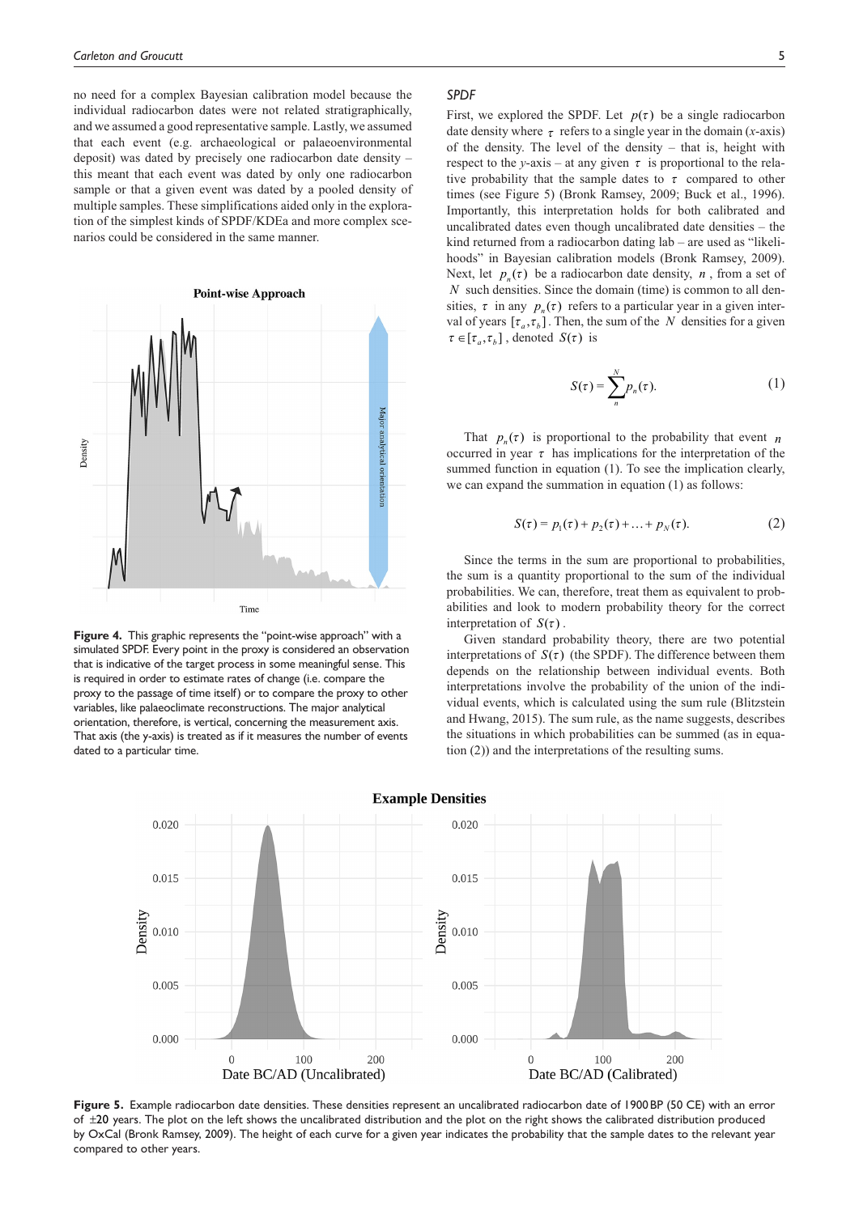no need for a complex Bayesian calibration model because the individual radiocarbon dates were not related stratigraphically, and we assumed a good representative sample. Lastly, we assumed that each event (e.g. archaeological or palaeoenvironmental deposit) was dated by precisely one radiocarbon date density – this meant that each event was dated by only one radiocarbon sample or that a given event was dated by a pooled density of multiple samples. These simplifications aided only in the exploration of the simplest kinds of SPDF/KDEa and more complex scenarios could be considered in the same manner.

**Figure 4.** This graphic represents the "point-wise approach" with a simulated SPDF. Every point in the proxy is considered an observation that is indicative of the target process in some meaningful sense. This is required in order to estimate rates of change (i.e. compare the proxy to the passage of time itself) or to compare the proxy to other variables, like palaeoclimate reconstructions. The major analytical orientation, therefore, is vertical, concerning the measurement axis. That axis (the y-axis) is treated as if it measures the number of events dated to a particular time.

### *SPDF*

First, we explored the SPDF. Let $p(\tau)$ be a single radiocarbon date density where $\tau$ refers to a single year in the domain (*x*-axis) of the density. The level of the density – that is, height with respect to the *y*-axis – at any given $\tau$ is proportional to the relative probability that the sample dates to $\tau$ compared to other times (see Figure 5) (Bronk Ramsey, 2009; Buck et al., 1996). Importantly, this interpretation holds for both calibrated and uncalibrated dates even though uncalibrated date densities – the kind returned from a radiocarbon dating lab – are used as "likelihoods" in Bayesian calibration models (Bronk Ramsey, 2009). Next, let $p_n(\tau)$ be a radiocarbon date density, $n$, from a set of $N$ such densities. Since the domain (time) is common to all densities, $\tau$ in any $p_n(\tau)$ refers to a particular year in a given interval of years $[\tau_a, \tau_b]$. Then, the sum of the $N$ densities for a given $\tau \in [\tau_a, \tau_b]$, denoted $S(\tau)$ is

$$S(\tau) = \sum_{n}^{N} p_n(\tau). \tag{1}$$

That $p_n(\tau)$ is proportional to the probability that event $n$ occurred in year $\tau$ has implications for the interpretation of the summed function in equation (1). To see the implication clearly, we can expand the summation in equation (1) as follows:

$$S(\tau) = p_1(\tau) + p_2(\tau) + \ldots + p_N(\tau). \tag{2}$$

Since the terms in the sum are proportional to probabilities, the sum is a quantity proportional to the sum of the individual probabilities. We can, therefore, treat them as equivalent to probabilities and look to modern probability theory for the correct interpretation of $S(\tau)$.

Given standard probability theory, there are two potential interpretations of $S(\tau)$ (the SPDF). The difference between them depends on the relationship between individual events. Both interpretations involve the probability of the union of the individual events, which is calculated using the sum rule (Blitzstein and Hwang, 2015). The sum rule, as the name suggests, describes the situations in which probabilities can be summed (as in equation (2)) and the interpretations of the resulting sums.

**Figure 5.** Example radiocarbon date densities. These densities represent an uncalibrated radiocarbon date of 1900 BP (50 CE) with an error of ±20 years. The plot on the left shows the uncalibrated distribution and the plot on the right shows the calibrated distribution produced by OxCal (Bronk Ramsey, 2009). The height of each curve for a given year indicates the probability that the sample dates to the relevant year compared to other years.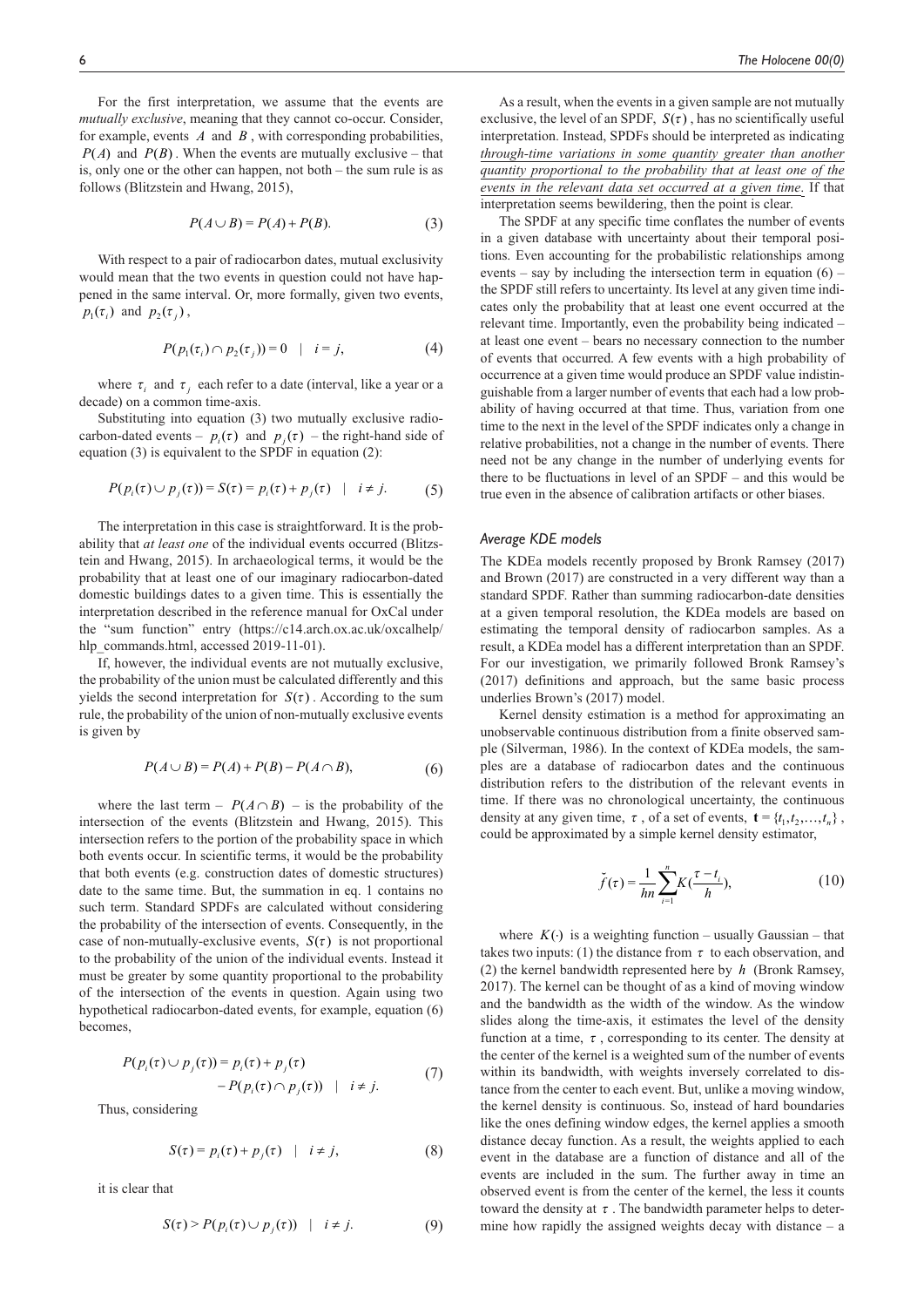For the first interpretation, we assume that the events are *mutually exclusive*, meaning that they cannot co-occur. Consider, for example, events $A$ and $B$, with corresponding probabilities, $P(A)$ and $P(B)$. When the events are mutually exclusive – that is, only one or the other can happen, not both – the sum rule is as follows (Blitzstein and Hwang, 2015),

$$P(A \cup B) = P(A) + P(B). \tag{3}$$

With respect to a pair of radiocarbon dates, mutual exclusivity would mean that the two events in question could not have happened in the same interval. Or, more formally, given two events, $p_1(\tau_i)$ and $p_2(\tau_j)$,

$$P(p_1(\tau_i) \cap p_2(\tau_j)) = 0 \quad | \quad i = j, \tag{4}$$

where $\tau_i$ and $\tau_j$ each refer to a date (interval, like a year or a decade) on a common time-axis.

Substituting into equation (3) two mutually exclusive radiocarbon-dated events – $p_i(\tau)$ and $p_j(\tau)$ – the right-hand side of equation (3) is equivalent to the SPDF in equation (2):

$$P(p_i(\tau) \cup p_j(\tau)) = S(\tau) = p_i(\tau) + p_j(\tau) \quad | \quad i \neq j. \tag{5}$$

The interpretation in this case is straightforward. It is the probability that *at least one* of the individual events occurred (Blitzstein and Hwang, 2015). In archaeological terms, it would be the probability that at least one of our imaginary radiocarbon-dated domestic buildings dates to a given time. This is essentially the interpretation described in the reference manual for OxCal under the "sum function" entry (https://c14.arch.ox.ac.uk/oxcalhelp/hlp_commands.html, accessed 2019-11-01).

If, however, the individual events are not mutually exclusive, the probability of the union must be calculated differently and this yields the second interpretation for $S(\tau)$. According to the sum rule, the probability of the union of non-mutually exclusive events is given by

$$P(A \cup B) = P(A) + P(B) - P(A \cap B), \tag{6}$$

where the last term – $P(A \cap B)$ – is the probability of the intersection of the events (Blitzstein and Hwang, 2015). This intersection refers to the portion of the probability space in which both events occur. In scientific terms, it would be the probability that both events (e.g. construction dates of domestic structures) date to the same time. But, the summation in eq. 1 contains no such term. Standard SPDFs are calculated without considering the probability of the intersection of events. Consequently, in the case of non-mutually-exclusive events, $S(\tau)$ is not proportional to the probability of the union of the individual events. Instead it must be greater by some quantity proportional to the probability of the intersection of the events in question. Again using two hypothetical radiocarbon-dated events, for example, equation (6) becomes,

$$P(p_i(\tau) \cup p_j(\tau)) = p_i(\tau) + p_j(\tau) - P(p_i(\tau) \cap p_j(\tau)) \quad | \quad i \neq j. \tag{7}$$

Thus, considering

$$S(\tau) = p_i(\tau) + p_j(\tau) \quad | \quad i \neq j, \tag{8}$$

it is clear that

$$S(\tau) > P(p_i(\tau) \cup p_j(\tau)) \quad | \quad i \neq j. \tag{9}$$

As a result, when the events in a given sample are not mutually exclusive, the level of an SPDF, $S(\tau)$, has no scientifically useful interpretation. Instead, SPDFs should be interpreted as indicating *through-time variations in some quantity greater than another quantity proportional to the probability that at least one of the events in the relevant data set occurred at a given time*. If that interpretation seems bewildering, then the point is clear.

The SPDF at any specific time conflates the number of events in a given database with uncertainty about their temporal positions. Even accounting for the probabilistic relationships among events – say by including the intersection term in equation (6) – the SPDF still refers to uncertainty. Its level at any given time indicates only the probability that at least one event occurred at the relevant time. Importantly, even the probability being indicated – at least one event – bears no necessary connection to the number of events that occurred. A few events with a high probability of occurrence at a given time would produce an SPDF value indistinguishable from a larger number of events that each had a low probability of having occurred at that time. Thus, variation from one time to the next in the level of the SPDF indicates only a change in relative probabilities, not a change in the number of events. There need not be any change in the number of underlying events for there to be fluctuations in level of an SPDF – and this would be true even in the absence of calibration artifacts or other biases.

### *Average KDE models*

The KDEa models recently proposed by Bronk Ramsey (2017) and Brown (2017) are constructed in a very different way than a standard SPDF. Rather than summing radiocarbon-date densities at a given temporal resolution, the KDEa models are based on estimating the temporal density of radiocarbon samples. As a result, a KDEa model has a different interpretation than an SPDF. For our investigation, we primarily followed Bronk Ramsey's (2017) definitions and approach, but the same basic process underlies Brown's (2017) model.

Kernel density estimation is a method for approximating an unobservable continuous distribution from a finite observed sample (Silverman, 1986). In the context of KDEa models, the samples are a database of radiocarbon dates and the continuous distribution refers to the distribution of the relevant events in time. If there was no chronological uncertainty, the continuous density at any given time, $\tau$, of a set of events, $\mathbf{t} = \{t_1, t_2, \ldots, t_n\}$, could be approximated by a simple kernel density estimator,

$$\breve{f}(\tau) = \frac{1}{hn}\sum_{i=1}^{n} K(\frac{\tau - t_i}{h}), \tag{10}$$

where $K(\cdot)$ is a weighting function – usually Gaussian – that takes two inputs: (1) the distance from $\tau$ to each observation, and (2) the kernel bandwidth represented here by $h$ (Bronk Ramsey, 2017). The kernel can be thought of as a kind of moving window and the bandwidth as the width of the window. As the window slides along the time-axis, it estimates the level of the density function at a time, $\tau$, corresponding to its center. The density at the center of the kernel is a weighted sum of the number of events within its bandwidth, with weights inversely correlated to distance from the center to each event. But, unlike a moving window, the kernel density is continuous. So, instead of hard boundaries like the ones defining window edges, the kernel applies a smooth distance decay function. As a result, the weights applied to each event in the database are a function of distance and all of the events are included in the sum. The further away in time an observed event is from the center of the kernel, the less it counts toward the density at $\tau$. The bandwidth parameter helps to determine how rapidly the assigned weights decay with distance – a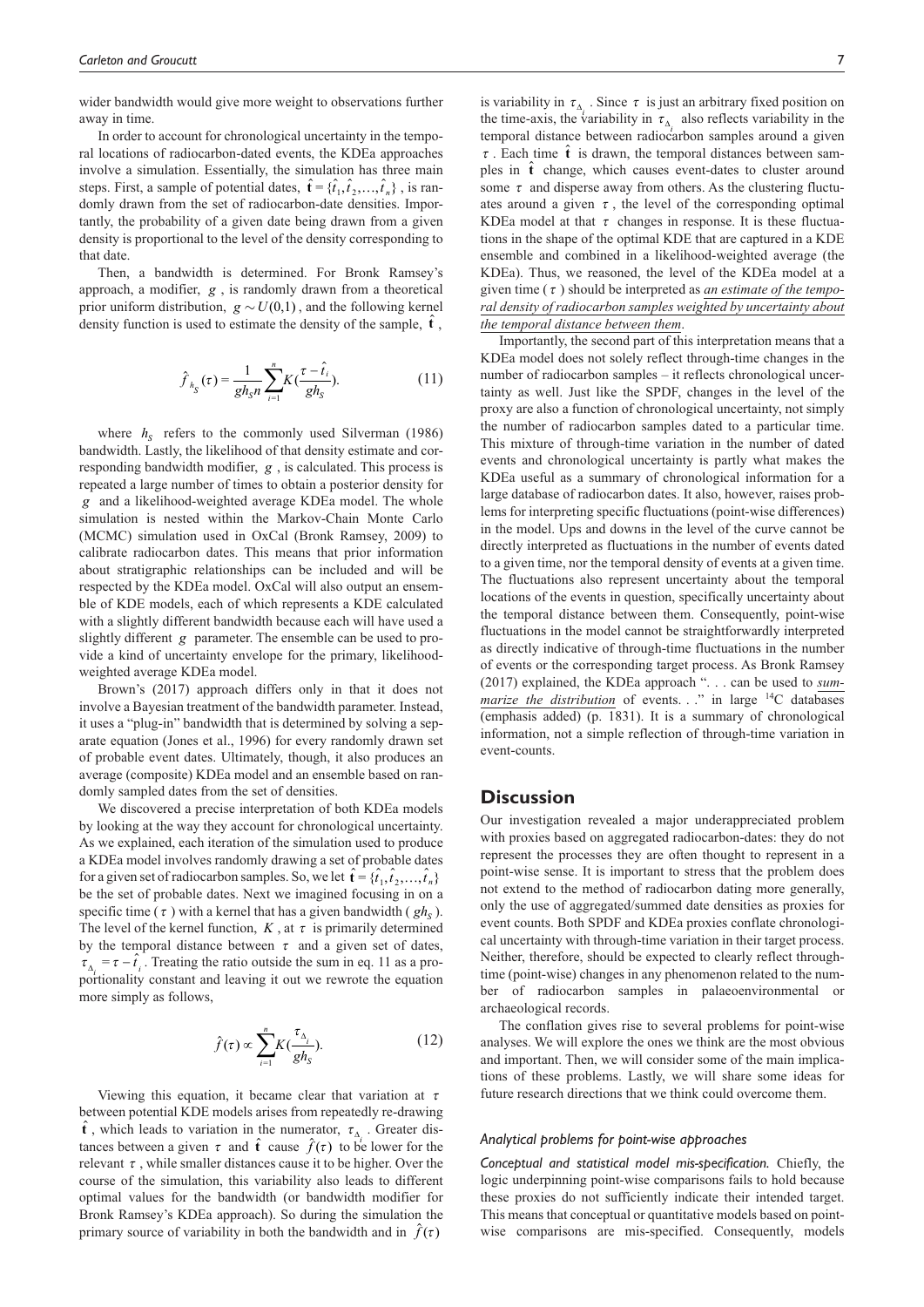wider bandwidth would give more weight to observations further away in time.

In order to account for chronological uncertainty in the temporal locations of radiocarbon-dated events, the KDEa approaches involve a simulation. Essentially, the simulation has three main steps. First, a sample of potential dates, $\hat{\mathbf{t}} = \{\hat{t}_1, \hat{t}_2, \ldots, \hat{t}_n\}$, is randomly drawn from the set of radiocarbon-date densities. Importantly, the probability of a given date being drawn from a given density is proportional to the level of the density corresponding to that date.

Then, a bandwidth is determined. For Bronk Ramsey's approach, a modifier, $g$, is randomly drawn from a theoretical prior uniform distribution, $g \sim U(0,1)$, and the following kernel density function is used to estimate the density of the sample, $\hat{\mathbf{t}}$,

$$\hat{f}_{h_S}(\tau) = \frac{1}{gh_S n}\sum_{i=1}^{n} K\left(\frac{\tau - \hat{t}_i}{gh_S}\right). \tag{11}$$

where $h_S$ refers to the commonly used Silverman (1986) bandwidth. Lastly, the likelihood of that density estimate and corresponding bandwidth modifier, $g$, is calculated. This process is repeated a large number of times to obtain a posterior density for $g$ and a likelihood-weighted average KDEa model. The whole simulation is nested within the Markov-Chain Monte Carlo (MCMC) simulation used in OxCal (Bronk Ramsey, 2009) to calibrate radiocarbon dates. This means that prior information about stratigraphic relationships can be included and will be respected by the KDEa model. OxCal will also output an ensemble of KDE models, each of which represents a KDE calculated with a slightly different bandwidth because each will have used a slightly different $g$ parameter. The ensemble can be used to provide a kind of uncertainty envelope for the primary, likelihood-weighted average KDEa model.

Brown's (2017) approach differs only in that it does not involve a Bayesian treatment of the bandwidth parameter. Instead, it uses a "plug-in" bandwidth that is determined by solving a separate equation (Jones et al., 1996) for every randomly drawn set of probable event dates. Ultimately, though, it also produces an average (composite) KDEa model and an ensemble based on randomly sampled dates from the set of densities.

We discovered a precise interpretation of both KDEa models by looking at the way they account for chronological uncertainty. As we explained, each iteration of the simulation used to produce a KDEa model involves randomly drawing a set of probable dates for a given set of radiocarbon samples. So, we let $\hat{\mathbf{t}} = \{\hat{t}_1, \hat{t}_2, \ldots, \hat{t}_n\}$ be the set of probable dates. Next we imagined focusing in on a specific time ($\tau$) with a kernel that has a given bandwidth ($gh_S$). The level of the kernel function, $K$, at $\tau$ is primarily determined by the temporal distance between $\tau$ and a given set of dates, $\tau_{\Delta_i} = \tau - \hat{t}_i$. Treating the ratio outside the sum in eq. 11 as a proportionality constant and leaving it out we rewrote the equation more simply as follows,

$$\hat{f}(\tau) \propto \sum_{i=1}^{n} K\left(\frac{\tau_{\Delta_i}}{gh_S}\right). \tag{12}$$

Viewing this equation, it became clear that variation at $\tau$ between potential KDE models arises from repeatedly re-drawing $\hat{\mathbf{t}}$, which leads to variation in the numerator, $\tau_{\Delta_i}$. Greater distances between a given $\tau$ and $\hat{\mathbf{t}}$ cause $\hat{f}(\tau)$ to be lower for the relevant $\tau$, while smaller distances cause it to be higher. Over the course of the simulation, this variability also leads to different optimal values for the bandwidth (or bandwidth modifier for Bronk Ramsey's KDEa approach). So during the simulation the primary source of variability in both the bandwidth and in $\hat{f}(\tau)$ is variability in $\tau_{\Delta_i}$. Since $\tau$ is just an arbitrary fixed position on the time-axis, the variability in $\tau_{\Delta_i}$ also reflects variability in the temporal distance between radiocarbon samples around a given $\tau$. Each time $\hat{\mathbf{t}}$ is drawn, the temporal distances between samples in $\hat{\mathbf{t}}$ change, which causes event-dates to cluster around some $\tau$ and disperse away from others. As the clustering fluctuates around a given $\tau$, the level of the corresponding optimal KDEa model at that $\tau$ changes in response. It is these fluctuations in the shape of the optimal KDE that are captured in a KDE ensemble and combined in a likelihood-weighted average (the KDEa). Thus, we reasoned, the level of the KDEa model at a given time ($\tau$) should be interpreted as *an estimate of the temporal density of radiocarbon samples weighted by uncertainty about the temporal distance between them*.

Importantly, the second part of this interpretation means that a KDEa model does not solely reflect through-time changes in the number of radiocarbon samples – it reflects chronological uncertainty as well. Just like the SPDF, changes in the level of the proxy are also a function of chronological uncertainty, not simply the number of radiocarbon samples dated to a particular time. This mixture of through-time variation in the number of dated events and chronological uncertainty is partly what makes the KDEa useful as a summary of chronological information for a large database of radiocarbon dates. It also, however, raises problems for interpreting specific fluctuations (point-wise differences) in the model. Ups and downs in the level of the curve cannot be directly interpreted as fluctuations in the number of events dated to a given time, nor the temporal density of events at a given time. The fluctuations also represent uncertainty about the temporal locations of the events in question, specifically uncertainty about the temporal distance between them. Consequently, point-wise fluctuations in the model cannot be straightforwardly interpreted as directly indicative of through-time fluctuations in the number of events or the corresponding target process. As Bronk Ramsey (2017) explained, the KDEa approach ". . . can be used to *summarize the distribution* of events. . ." in large $^{14}$C databases (emphasis added) (p. 1831). It is a summary of chronological information, not a simple reflection of through-time variation in event-counts.

## Discussion

Our investigation revealed a major underappreciated problem with proxies based on aggregated radiocarbon-dates: they do not represent the processes they are often thought to represent in a point-wise sense. It is important to stress that the problem does not extend to the method of radiocarbon dating more generally, only the use of aggregated/summed date densities as proxies for event counts. Both SPDF and KDEa proxies conflate chronological uncertainty with through-time variation in their target process. Neither, therefore, should be expected to clearly reflect through-time (point-wise) changes in any phenomenon related to the number of radiocarbon samples in palaeoenvironmental or archaeological records.

The conflation gives rise to several problems for point-wise analyses. We will explore the ones we think are the most obvious and important. Then, we will consider some of the main implications of these problems. Lastly, we will share some ideas for future research directions that we think could overcome them.

### *Analytical problems for point-wise approaches*

*Conceptual and statistical model mis-specification.* Chiefly, the logic underpinning point-wise comparisons fails to hold because these proxies do not sufficiently indicate their intended target. This means that conceptual or quantitative models based on point-wise comparisons are mis-specified. Consequently, models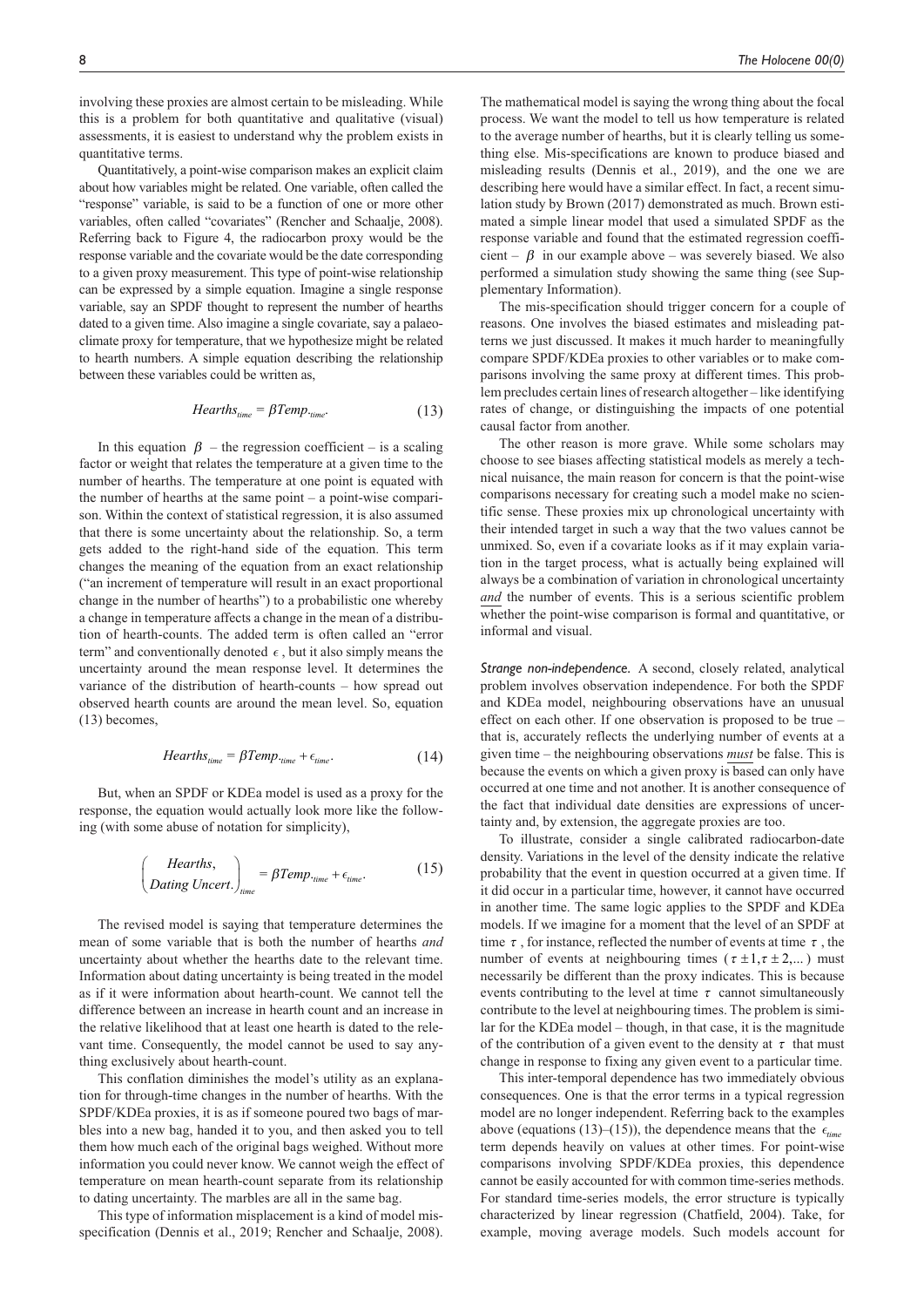involving these proxies are almost certain to be misleading. While this is a problem for both quantitative and qualitative (visual) assessments, it is easiest to understand why the problem exists in quantitative terms.

Quantitatively, a point-wise comparison makes an explicit claim about how variables might be related. One variable, often called the "response" variable, is said to be a function of one or more other variables, often called "covariates" (Rencher and Schaalje, 2008). Referring back to Figure 4, the radiocarbon proxy would be the response variable and the covariate would be the date corresponding to a given proxy measurement. This type of point-wise relationship can be expressed by a simple equation. Imagine a single response variable, say an SPDF thought to represent the number of hearths dated to a given time. Also imagine a single covariate, say a palaeoclimate proxy for temperature, that we hypothesize might be related to hearth numbers. A simple equation describing the relationship between these variables could be written as,

$$Hearths_{time} = \beta Temp._{time}. \tag{13}$$

In this equation $\beta$ – the regression coefficient – is a scaling factor or weight that relates the temperature at a given time to the number of hearths. The temperature at one point is equated with the number of hearths at the same point – a point-wise comparison. Within the context of statistical regression, it is also assumed that there is some uncertainty about the relationship. So, a term gets added to the right-hand side of the equation. This term changes the meaning of the equation from an exact relationship ("an increment of temperature will result in an exact proportional change in the number of hearths") to a probabilistic one whereby a change in temperature affects a change in the mean of a distribution of hearth-counts. The added term is often called an "error term" and conventionally denoted $\epsilon$, but it also simply means the uncertainty around the mean response level. It determines the variance of the distribution of hearth-counts – how spread out observed hearth counts are around the mean level. So, equation (13) becomes,

$$Hearths_{time} = \beta Temp._{time} + \epsilon_{time}. \tag{14}$$

But, when an SPDF or KDEa model is used as a proxy for the response, the equation would actually look more like the following (with some abuse of notation for simplicity),

$$\begin{pmatrix} Hearths, \\ Dating\ Uncert. \end{pmatrix}_{time} = \beta Temp._{time} + \epsilon_{time}. \tag{15}$$

The revised model is saying that temperature determines the mean of some variable that is both the number of hearths *and* uncertainty about whether the hearths date to the relevant time. Information about dating uncertainty is being treated in the model as if it were information about hearth-count. We cannot tell the difference between an increase in hearth count and an increase in the relative likelihood that at least one hearth is dated to the relevant time. Consequently, the model cannot be used to say anything exclusively about hearth-count.

This conflation diminishes the model's utility as an explanation for through-time changes in the number of hearths. With the SPDF/KDEa proxies, it is as if someone poured two bags of marbles into a new bag, handed it to you, and then asked you to tell them how much each of the original bags weighed. Without more information you could never know. We cannot weigh the effect of temperature on mean hearth-count separate from its relationship to dating uncertainty. The marbles are all in the same bag.

This type of information misplacement is a kind of model misspecification (Dennis et al., 2019; Rencher and Schaalje, 2008). The mathematical model is saying the wrong thing about the focal process. We want the model to tell us how temperature is related to the average number of hearths, but it is clearly telling us something else. Mis-specifications are known to produce biased and misleading results (Dennis et al., 2019), and the one we are describing here would have a similar effect. In fact, a recent simulation study by Brown (2017) demonstrated as much. Brown estimated a simple linear model that used a simulated SPDF as the response variable and found that the estimated regression coefficient – $\beta$ in our example above – was severely biased. We also performed a simulation study showing the same thing (see Supplementary Information).

The mis-specification should trigger concern for a couple of reasons. One involves the biased estimates and misleading patterns we just discussed. It makes it much harder to meaningfully compare SPDF/KDEa proxies to other variables or to make comparisons involving the same proxy at different times. This problem precludes certain lines of research altogether – like identifying rates of change, or distinguishing the impacts of one potential causal factor from another.

The other reason is more grave. While some scholars may choose to see biases affecting statistical models as merely a technical nuisance, the main reason for concern is that the point-wise comparisons necessary for creating such a model make no scientific sense. These proxies mix up chronological uncertainty with their intended target in such a way that the two values cannot be unmixed. So, even if a covariate looks as if it may explain variation in the target process, what is actually being explained will always be a combination of variation in chronological uncertainty ***and*** the number of events. This is a serious scientific problem whether the point-wise comparison is formal and quantitative, or informal and visual.

*Strange non-independence.* A second, closely related, analytical problem involves observation independence. For both the SPDF and KDEa model, neighbouring observations have an unusual effect on each other. If one observation is proposed to be true – that is, accurately reflects the underlying number of events at a given time – the neighbouring observations ***must*** be false. This is because the events on which a given proxy is based can only have occurred at one time and not another. It is another consequence of the fact that individual date densities are expressions of uncertainty and, by extension, the aggregate proxies are too.

To illustrate, consider a single calibrated radiocarbon-date density. Variations in the level of the density indicate the relative probability that the event in question occurred at a given time. If it did occur in a particular time, however, it cannot have occurred in another time. The same logic applies to the SPDF and KDEa models. If we imagine for a moment that the level of an SPDF at time $\tau$, for instance, reflected the number of events at time $\tau$, the number of events at neighbouring times ($\tau \pm 1, \tau \pm 2, \ldots$) must necessarily be different than the proxy indicates. This is because events contributing to the level at time $\tau$ cannot simultaneously contribute to the level at neighbouring times. The problem is similar for the KDEa model – though, in that case, it is the magnitude of the contribution of a given event to the density at $\tau$ that must change in response to fixing any given event to a particular time.

This inter-temporal dependence has two immediately obvious consequences. One is that the error terms in a typical regression model are no longer independent. Referring back to the examples above (equations (13)–(15)), the dependence means that the $\epsilon_{time}$ term depends heavily on values at other times. For point-wise comparisons involving SPDF/KDEa proxies, this dependence cannot be easily accounted for with common time-series methods. For standard time-series models, the error structure is typically characterized by linear regression (Chatfield, 2004). Take, for example, moving average models. Such models account for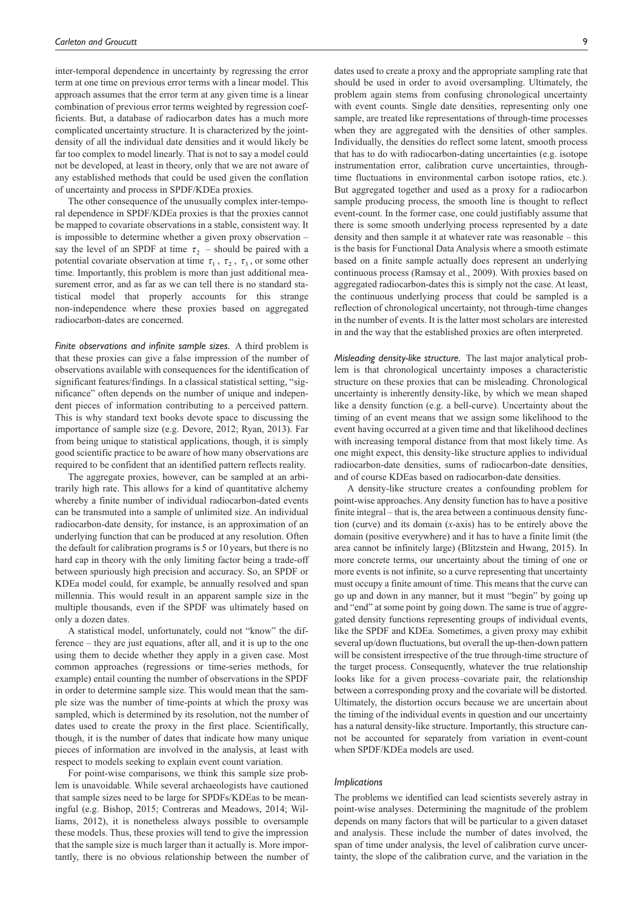inter-temporal dependence in uncertainty by regressing the error term at one time on previous error terms with a linear model. This approach assumes that the error term at any given time is a linear combination of previous error terms weighted by regression coefficients. But, a database of radiocarbon dates has a much more complicated uncertainty structure. It is characterized by the joint-density of all the individual date densities and it would likely be far too complex to model linearly. That is not to say a model could not be developed, at least in theory, only that we are not aware of any established methods that could be used given the conflation of uncertainty and process in SPDF/KDEa proxies.

The other consequence of the unusually complex inter-temporal dependence in SPDF/KDEa proxies is that the proxies cannot be mapped to covariate observations in a stable, consistent way. It is impossible to determine whether a given proxy observation – say the level of an SPDF at time $\tau_2$ – should be paired with a potential covariate observation at time $\tau_1$, $\tau_2$, $\tau_3$, or some other time. Importantly, this problem is more than just additional measurement error, and as far as we can tell there is no standard statistical model that properly accounts for this strange non-independence where these proxies based on aggregated radiocarbon-dates are concerned.

*Finite observations and infinite sample sizes.* A third problem is that these proxies can give a false impression of the number of observations available with consequences for the identification of significant features/findings. In a classical statistical setting, "significance" often depends on the number of unique and independent pieces of information contributing to a perceived pattern. This is why standard text books devote space to discussing the importance of sample size (e.g. Devore, 2012; Ryan, 2013). Far from being unique to statistical applications, though, it is simply good scientific practice to be aware of how many observations are required to be confident that an identified pattern reflects reality.

The aggregate proxies, however, can be sampled at an arbitrarily high rate. This allows for a kind of quantitative alchemy whereby a finite number of individual radiocarbon-dated events can be transmuted into a sample of unlimited size. An individual radiocarbon-date density, for instance, is an approximation of an underlying function that can be produced at any resolution. Often the default for calibration programs is 5 or 10 years, but there is no hard cap in theory with the only limiting factor being a trade-off between spuriously high precision and accuracy. So, an SPDF or KDEa model could, for example, be annually resolved and span millennia. This would result in an apparent sample size in the multiple thousands, even if the SPDF was ultimately based on only a dozen dates.

A statistical model, unfortunately, could not "know" the difference – they are just equations, after all, and it is up to the one using them to decide whether they apply in a given case. Most common approaches (regressions or time-series methods, for example) entail counting the number of observations in the SPDF in order to determine sample size. This would mean that the sample size was the number of time-points at which the proxy was sampled, which is determined by its resolution, not the number of dates used to create the proxy in the first place. Scientifically, though, it is the number of dates that indicate how many unique pieces of information are involved in the analysis, at least with respect to models seeking to explain event count variation.

For point-wise comparisons, we think this sample size problem is unavoidable. While several archaeologists have cautioned that sample sizes need to be large for SPDFs/KDEas to be meaningful (e.g. Bishop, 2015; Contreras and Meadows, 2014; Williams, 2012), it is nonetheless always possible to oversample these models. Thus, these proxies will tend to give the impression that the sample size is much larger than it actually is. More importantly, there is no obvious relationship between the number of dates used to create a proxy and the appropriate sampling rate that should be used in order to avoid oversampling. Ultimately, the problem again stems from confusing chronological uncertainty with event counts. Single date densities, representing only one sample, are treated like representations of through-time processes when they are aggregated with the densities of other samples. Individually, the densities do reflect some latent, smooth process that has to do with radiocarbon-dating uncertainties (e.g. isotope instrumentation error, calibration curve uncertainties, through-time fluctuations in environmental carbon isotope ratios, etc.). But aggregated together and used as a proxy for a radiocarbon sample producing process, the smooth line is thought to reflect event-count. In the former case, one could justifiably assume that there is some smooth underlying process represented by a date density and then sample it at whatever rate was reasonable – this is the basis for Functional Data Analysis where a smooth estimate based on a finite sample actually does represent an underlying continuous process (Ramsay et al., 2009). With proxies based on aggregated radiocarbon-dates this is simply not the case. At least, the continuous underlying process that could be sampled is a reflection of chronological uncertainty, not through-time changes in the number of events. It is the latter most scholars are interested in and the way that the established proxies are often interpreted.

*Misleading density-like structure.* The last major analytical problem is that chronological uncertainty imposes a characteristic structure on these proxies that can be misleading. Chronological uncertainty is inherently density-like, by which we mean shaped like a density function (e.g. a bell-curve). Uncertainty about the timing of an event means that we assign some likelihood to the event having occurred at a given time and that likelihood declines with increasing temporal distance from that most likely time. As one might expect, this density-like structure applies to individual radiocarbon-date densities, sums of radiocarbon-date densities, and of course KDEas based on radiocarbon-date densities.

A density-like structure creates a confounding problem for point-wise approaches. Any density function has to have a positive finite integral – that is, the area between a continuous density function (curve) and its domain (*x*-axis) has to be entirely above the domain (positive everywhere) and it has to have a finite limit (the area cannot be infinitely large) (Blitzstein and Hwang, 2015). In more concrete terms, our uncertainty about the timing of one or more events is not infinite, so a curve representing that uncertainty must occupy a finite amount of time. This means that the curve can go up and down in any manner, but it must "begin" by going up and "end" at some point by going down. The same is true of aggregated density functions representing groups of individual events, like the SPDF and KDEa. Sometimes, a given proxy may exhibit several up/down fluctuations, but overall the up-then-down pattern will be consistent irrespective of the true through-time structure of the target process. Consequently, whatever the true relationship looks like for a given process–covariate pair, the relationship between a corresponding proxy and the covariate will be distorted. Ultimately, the distortion occurs because we are uncertain about the timing of the individual events in question and our uncertainty has a natural density-like structure. Importantly, this structure cannot be accounted for separately from variation in event-count when SPDF/KDEa models are used.

### *Implications*

The problems we identified can lead scientists severely astray in point-wise analyses. Determining the magnitude of the problem depends on many factors that will be particular to a given dataset and analysis. These include the number of dates involved, the span of time under analysis, the level of calibration curve uncertainty, the slope of the calibration curve, and the variation in the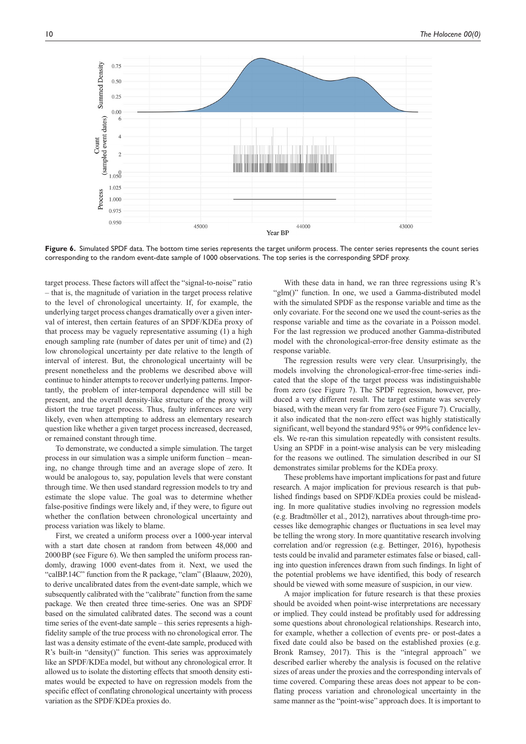**Figure 6.** Simulated SPDF data. The bottom time series represents the target uniform process. The center series represents the count series corresponding to the random event-date sample of 1000 observations. The top series is the corresponding SPDF proxy.

target process. These factors will affect the "signal-to-noise" ratio – that is, the magnitude of variation in the target process relative to the level of chronological uncertainty. If, for example, the underlying target process changes dramatically over a given interval of interest, then certain features of an SPDF/KDEa proxy of that process may be vaguely representative assuming (1) a high enough sampling rate (number of dates per unit of time) and (2) low chronological uncertainty per date relative to the length of interval of interest. But, the chronological uncertainty will be present nonetheless and the problems we described above will continue to hinder attempts to recover underlying patterns. Importantly, the problem of inter-temporal dependence will still be present, and the overall density-like structure of the proxy will distort the true target process. Thus, faulty inferences are very likely, even when attempting to address an elementary research question like whether a given target process increased, decreased, or remained constant through time.

To demonstrate, we conducted a simple simulation. The target process in our simulation was a simple uniform function – meaning, no change through time and an average slope of zero. It would be analogous to, say, population levels that were constant through time. We then used standard regression models to try and estimate the slope value. The goal was to determine whether false-positive findings were likely and, if they were, to figure out whether the conflation between chronological uncertainty and process variation was likely to blame.

First, we created a uniform process over a 1000-year interval with a start date chosen at random from between 48,000 and 2000 BP (see Figure 6). We then sampled the uniform process randomly, drawing 1000 event-dates from it. Next, we used the "calBP.14C" function from the R package, "clam" (Blaauw, 2020), to derive uncalibrated dates from the event-date sample, which we subsequently calibrated with the "calibrate" function from the same package. We then created three time-series. One was an SPDF based on the simulated calibrated dates. The second was a count time series of the event-date sample – this series represents a high-fidelity sample of the true process with no chronological error. The last was a density estimate of the event-date sample, produced with R's built-in "density()" function. This series was approximately like an SPDF/KDEa model, but without any chronological error. It allowed us to isolate the distorting effects that smooth density estimates would be expected to have on regression models from the specific effect of conflating chronological uncertainty with process variation as the SPDF/KDEa proxies do.

With these data in hand, we ran three regressions using R's "glm()" function. In one, we used a Gamma-distributed model with the simulated SPDF as the response variable and time as the only covariate. For the second one we used the count-series as the response variable and time as the covariate in a Poisson model. For the last regression we produced another Gamma-distributed model with the chronological-error-free density estimate as the response variable.

The regression results were very clear. Unsurprisingly, the models involving the chronological-error-free time-series indicated that the slope of the target process was indistinguishable from zero (see Figure 7). The SPDF regression, however, produced a very different result. The target estimate was severely biased, with the mean very far from zero (see Figure 7). Crucially, it also indicated that the non-zero effect was highly statistically significant, well beyond the standard 95% or 99% confidence levels. We re-ran this simulation repeatedly with consistent results. Using an SPDF in a point-wise analysis can be very misleading for the reasons we outlined. The simulation described in our SI demonstrates similar problems for the KDEa proxy.

These problems have important implications for past and future research. A major implication for previous research is that published findings based on SPDF/KDEa proxies could be misleading. In more qualitative studies involving no regression models (e.g. Bradtmöller et al., 2012), narratives about through-time processes like demographic changes or fluctuations in sea level may be telling the wrong story. In more quantitative research involving correlation and/or regression (e.g. Bettinger, 2016), hypothesis tests could be invalid and parameter estimates false or biased, calling into question inferences drawn from such findings. In light of the potential problems we have identified, this body of research should be viewed with some measure of suspicion, in our view.

A major implication for future research is that these proxies should be avoided when point-wise interpretations are necessary or implied. They could instead be profitably used for addressing some questions about chronological relationships. Research into, for example, whether a collection of events pre- or post-dates a fixed date could also be based on the established proxies (e.g. Bronk Ramsey, 2017). This is the "integral approach" we described earlier whereby the analysis is focused on the relative sizes of areas under the proxies and the corresponding intervals of time covered. Comparing these areas does not appear to be conflating process variation and chronological uncertainty in the same manner as the "point-wise" approach does. It is important to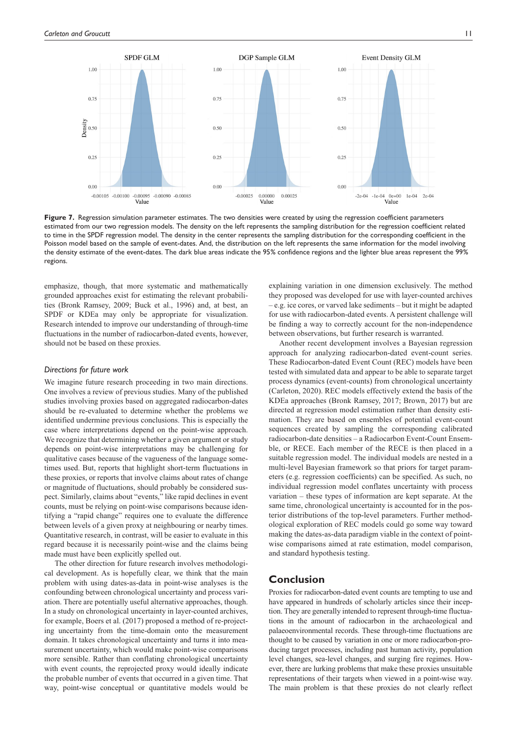**Figure 7.** Regression simulation parameter estimates. The two densities were created by using the regression coefficient parameters estimated from our two regression models. The density on the left represents the sampling distribution for the regression coefficient related to time in the SPDF regression model. The density in the center represents the sampling distribution for the corresponding coefficient in the Poisson model based on the sample of event-dates. And, the distribution on the left represents the same information for the model involving the density estimate of the event-dates. The dark blue areas indicate the 95% confidence regions and the lighter blue areas represent the 99% regions.

emphasize, though, that more systematic and mathematically grounded approaches exist for estimating the relevant probabilities (Bronk Ramsey, 2009; Buck et al., 1996) and, at best, an SPDF or KDEa may only be appropriate for visualization. Research intended to improve our understanding of through-time fluctuations in the number of radiocarbon-dated events, however, should not be based on these proxies.

### *Directions for future work*

We imagine future research proceeding in two main directions. One involves a review of previous studies. Many of the published studies involving proxies based on aggregated radiocarbon-dates should be re-evaluated to determine whether the problems we identified undermine previous conclusions. This is especially the case where interpretations depend on the point-wise approach. We recognize that determining whether a given argument or study depends on point-wise interpretations may be challenging for qualitative cases because of the vagueness of the language sometimes used. But, reports that highlight short-term fluctuations in these proxies, or reports that involve claims about rates of change or magnitude of fluctuations, should probably be considered suspect. Similarly, claims about "events," like rapid declines in event counts, must be relying on point-wise comparisons because identifying a "rapid change" requires one to evaluate the difference between levels of a given proxy at neighbouring or nearby times. Quantitative research, in contrast, will be easier to evaluate in this regard because it is necessarily point-wise and the claims being made must have been explicitly spelled out.

The other direction for future research involves methodological development. As is hopefully clear, we think that the main problem with using dates-as-data in point-wise analyses is the confounding between chronological uncertainty and process variation. There are potentially useful alternative approaches, though. In a study on chronological uncertainty in layer-counted archives, for example, Boers et al. (2017) proposed a method of re-projecting uncertainty from the time-domain onto the measurement domain. It takes chronological uncertainty and turns it into measurement uncertainty, which would make point-wise comparisons more sensible. Rather than conflating chronological uncertainty with event counts, the reprojected proxy would ideally indicate the probable number of events that occurred in a given time. That way, point-wise conceptual or quantitative models would be explaining variation in one dimension exclusively. The method they proposed was developed for use with layer-counted archives – e.g. ice cores, or varved lake sediments – but it might be adapted for use with radiocarbon-dated events. A persistent challenge will be finding a way to correctly account for the non-independence between observations, but further research is warranted.

Another recent development involves a Bayesian regression approach for analyzing radiocarbon-dated event-count series. These Radiocarbon-dated Event Count (REC) models have been tested with simulated data and appear to be able to separate target process dynamics (event-counts) from chronological uncertainty (Carleton, 2020). REC models effectively extend the basis of the KDEa approaches (Bronk Ramsey, 2017; Brown, 2017) but are directed at regression model estimation rather than density estimation. They are based on ensembles of potential event-count sequences created by sampling the corresponding calibrated radiocarbon-date densities – a Radiocarbon Event-Count Ensemble, or RECE. Each member of the RECE is then placed in a suitable regression model. The individual models are nested in a multi-level Bayesian framework so that priors for target parameters (e.g. regression coefficients) can be specified. As such, no individual regression model conflates uncertainty with process variation – these types of information are kept separate. At the same time, chronological uncertainty is accounted for in the posterior distributions of the top-level parameters. Further methodological exploration of REC models could go some way toward making the dates-as-data paradigm viable in the context of point-wise comparisons aimed at rate estimation, model comparison, and standard hypothesis testing.

## Conclusion

Proxies for radiocarbon-dated event counts are tempting to use and have appeared in hundreds of scholarly articles since their inception. They are generally intended to represent through-time fluctuations in the amount of radiocarbon in the archaeological and palaeoenvironmental records. These through-time fluctuations are thought to be caused by variation in one or more radiocarbon-producing target processes, including past human activity, population level changes, sea-level changes, and surging fire regimes. However, there are lurking problems that make these proxies unsuitable representations of their targets when viewed in a point-wise way. The main problem is that these proxies do not clearly reflect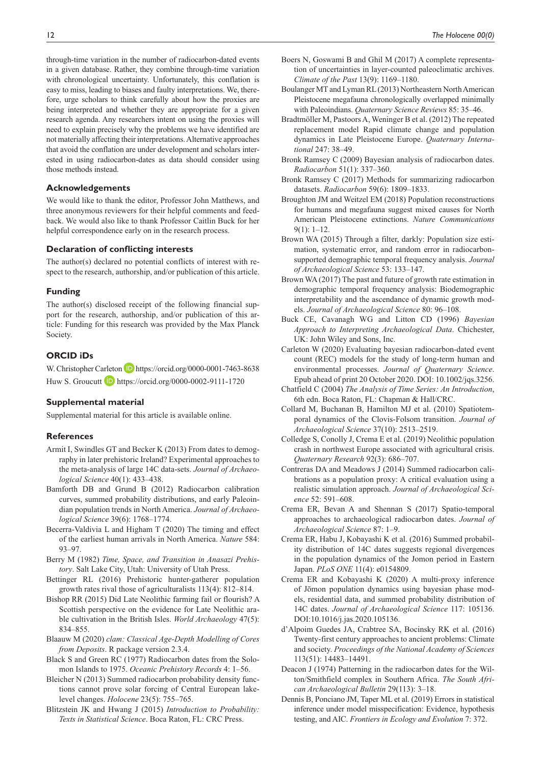through-time variation in the number of radiocarbon-dated events in a given database. Rather, they combine through-time variation with chronological uncertainty. Unfortunately, this conflation is easy to miss, leading to biases and faulty interpretations. We, therefore, urge scholars to think carefully about how the proxies are being interpreted and whether they are appropriate for a given research agenda. Any researchers intent on using the proxies will need to explain precisely why the problems we have identified are not materially affecting their interpretations. Alternative approaches that avoid the conflation are under development and scholars interested in using radiocarbon-dates as data should consider using those methods instead.

## Acknowledgements

We would like to thank the editor, Professor John Matthews, and three anonymous reviewers for their helpful comments and feedback. We would also like to thank Professor Caitlin Buck for her helpful correspondence early on in the research process.

## Declaration of conflicting interests

The author(s) declared no potential conflicts of interest with respect to the research, authorship, and/or publication of this article.

## Funding

The author(s) disclosed receipt of the following financial support for the research, authorship, and/or publication of this article: Funding for this research was provided by the Max Planck Society.

## ORCID iDs

W. Christopher Carleton https://orcid.org/0000-0001-7463-8638
Huw S. Groucutt https://orcid.org/0000-0002-9111-1720

## Supplemental material

Supplemental material for this article is available online.

## References

Armit I, Swindles GT and Becker K (2013) From dates to demography in later prehistoric Ireland? Experimental approaches to the meta-analysis of large 14C data-sets. *Journal of Archaeological Science* 40(1): 433–438.

Bamforth DB and Grund B (2012) Radiocarbon calibration curves, summed probability distributions, and early Paleoindian population trends in North America. *Journal of Archaeological Science* 39(6): 1768–1774.

Becerra-Valdivia L and Higham T (2020) The timing and effect of the earliest human arrivals in North America. *Nature* 584: 93–97.

Berry M (1982) *Time, Space, and Transition in Anasazi Prehistory*. Salt Lake City, Utah: University of Utah Press.

Bettinger RL (2016) Prehistoric hunter-gatherer population growth rates rival those of agriculturalists 113(4): 812–814.

Bishop RR (2015) Did Late Neolithic farming fail or flourish? A Scottish perspective on the evidence for Late Neolithic arable cultivation in the British Isles. *World Archaeology* 47(5): 834–855.

Blaauw M (2020) *clam: Classical Age-Depth Modelling of Cores from Deposits*. R package version 2.3.4.

Black S and Green RC (1977) Radiocarbon dates from the Solomon Islands to 1975. *Oceanic Prehistory Records* 4: 1–56.

Bleicher N (2013) Summed radiocarbon probability density functions cannot prove solar forcing of Central European lake-level changes. *Holocene* 23(5): 755–765.

Blitzstein JK and Hwang J (2015) *Introduction to Probability: Texts in Statistical Science*. Boca Raton, FL: CRC Press.

Boers N, Goswami B and Ghil M (2017) A complete representation of uncertainties in layer-counted paleoclimatic archives. *Climate of the Past* 13(9): 1169–1180.

Boulanger MT and Lyman RL (2013) Northeastern North American Pleistocene megafauna chronologically overlapped minimally with Paleoindians. *Quaternary Science Reviews* 85: 35–46.

Bradtmöller M, Pastoors A, Weninger B et al. (2012) The repeated replacement model Rapid climate change and population dynamics in Late Pleistocene Europe. *Quaternary International* 247: 38–49.

Bronk Ramsey C (2009) Bayesian analysis of radiocarbon dates. *Radiocarbon* 51(1): 337–360.

Bronk Ramsey C (2017) Methods for summarizing radiocarbon datasets. *Radiocarbon* 59(6): 1809–1833.

Broughton JM and Weitzel EM (2018) Population reconstructions for humans and megafauna suggest mixed causes for North American Pleistocene extinctions. *Nature Communications* 9(1): 1–12.

Brown WA (2015) Through a filter, darkly: Population size estimation, systematic error, and random error in radiocarbon-supported demographic temporal frequency analysis. *Journal of Archaeological Science* 53: 133–147.

Brown WA (2017) The past and future of growth rate estimation in demographic temporal frequency analysis: Biodemographic interpretability and the ascendance of dynamic growth models. *Journal of Archaeological Science* 80: 96–108.

Buck CE, Cavanagh WG and Litton CD (1996) *Bayesian Approach to Interpreting Archaeological Data*. Chichester, UK: John Wiley and Sons, Inc.

Carleton W (2020) Evaluating bayesian radiocarbon-dated event count (REC) models for the study of long-term human and environmental processes. *Journal of Quaternary Science*. Epub ahead of print 20 October 2020. DOI: 10.1002/jqs.3256.

Chatfield C (2004) *The Analysis of Time Series: An Introduction*, 6th edn. Boca Raton, FL: Chapman & Hall/CRC.

Collard M, Buchanan B, Hamilton MJ et al. (2010) Spatiotemporal dynamics of the Clovis-Folsom transition. *Journal of Archaeological Science* 37(10): 2513–2519.

Colledge S, Conolly J, Crema E et al. (2019) Neolithic population crash in northwest Europe associated with agricultural crisis. *Quaternary Research* 92(3): 686–707.

Contreras DA and Meadows J (2014) Summed radiocarbon calibrations as a population proxy: A critical evaluation using a realistic simulation approach. *Journal of Archaeological Science* 52: 591–608.

Crema ER, Bevan A and Shennan S (2017) Spatio-temporal approaches to archaeological radiocarbon dates. *Journal of Archaeological Science* 87: 1–9.

Crema ER, Habu J, Kobayashi K et al. (2016) Summed probability distribution of 14C dates suggests regional divergences in the population dynamics of the Jomon period in Eastern Japan. *PLoS ONE* 11(4): e0154809.

Crema ER and Kobayashi K (2020) A multi-proxy inference of Jōmon population dynamics using bayesian phase models, residential data, and summed probability distribution of 14C dates. *Journal of Archaeological Science* 117: 105136. DOI:10.1016/j.jas.2020.105136.

d'Alpoim Guedes JA, Crabtree SA, Bocinsky RK et al. (2016) Twenty-first century approaches to ancient problems: Climate and society. *Proceedings of the National Academy of Sciences* 113(51): 14483–14491.

Deacon J (1974) Patterning in the radiocarbon dates for the Wilton/Smithfield complex in Southern Africa. *The South African Archaeological Bulletin* 29(113): 3–18.

Dennis B, Ponciano JM, Taper ML et al. (2019) Errors in statistical inference under model misspecification: Evidence, hypothesis testing, and AIC. *Frontiers in Ecology and Evolution* 7: 372.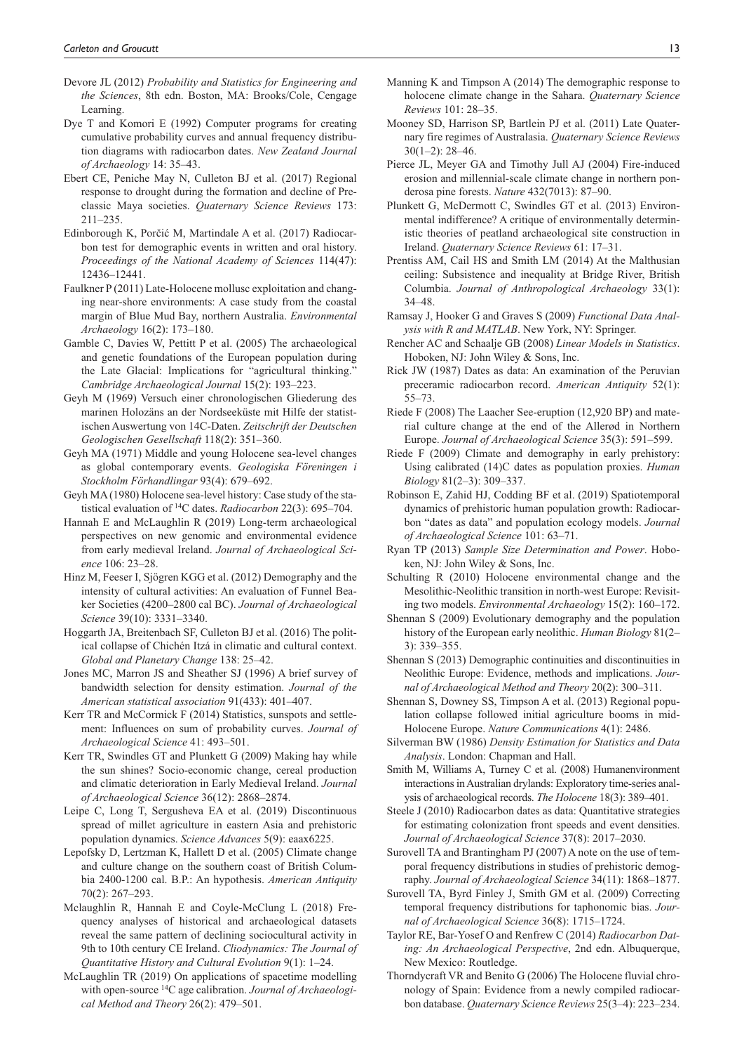Devore JL (2012) *Probability and Statistics for Engineering and the Sciences*, 8th edn. Boston, MA: Brooks/Cole, Cengage Learning.

Dye T and Komori E (1992) Computer programs for creating cumulative probability curves and annual frequency distribution diagrams with radiocarbon dates. *New Zealand Journal of Archaeology* 14: 35–43.

Ebert CE, Peniche May N, Culleton BJ et al. (2017) Regional response to drought during the formation and decline of Preclassic Maya societies. *Quaternary Science Reviews* 173: 211–235.

Edinborough K, Porčić M, Martindale A et al. (2017) Radiocarbon test for demographic events in written and oral history. *Proceedings of the National Academy of Sciences* 114(47): 12436–12441.

Faulkner P (2011) Late-Holocene mollusc exploitation and changing near-shore environments: A case study from the coastal margin of Blue Mud Bay, northern Australia. *Environmental Archaeology* 16(2): 173–180.

Gamble C, Davies W, Pettitt P et al. (2005) The archaeological and genetic foundations of the European population during the Late Glacial: Implications for "agricultural thinking." *Cambridge Archaeological Journal* 15(2): 193–223.

Geyh M (1969) Versuch einer chronologischen Gliederung des marinen Holozäns an der Nordseeküste mit Hilfe der statistischen Auswertung von 14C-Daten. *Zeitschrift der Deutschen Geologischen Gesellschaft* 118(2): 351–360.

Geyh MA (1971) Middle and young Holocene sea-level changes as global contemporary events. *Geologiska Föreningen i Stockholm Förhandlingar* 93(4): 679–692.

Geyh MA (1980) Holocene sea-level history: Case study of the statistical evaluation of $^{14}$C dates. *Radiocarbon* 22(3): 695–704.

Hannah E and McLaughlin R (2019) Long-term archaeological perspectives on new genomic and environmental evidence from early medieval Ireland. *Journal of Archaeological Science* 106: 23–28.

Hinz M, Feeser I, Sjögren KGG et al. (2012) Demography and the intensity of cultural activities: An evaluation of Funnel Beaker Societies (4200–2800 cal BC). *Journal of Archaeological Science* 39(10): 3331–3340.

Hoggarth JA, Breitenbach SF, Culleton BJ et al. (2016) The political collapse of Chichén Itzá in climatic and cultural context. *Global and Planetary Change* 138: 25–42.

Jones MC, Marron JS and Sheather SJ (1996) A brief survey of bandwidth selection for density estimation. *Journal of the American statistical association* 91(433): 401–407.

Kerr TR and McCormick F (2014) Statistics, sunspots and settlement: Influences on sum of probability curves. *Journal of Archaeological Science* 41: 493–501.

Kerr TR, Swindles GT and Plunkett G (2009) Making hay while the sun shines? Socio-economic change, cereal production and climatic deterioration in Early Medieval Ireland. *Journal of Archaeological Science* 36(12): 2868–2874.

Leipe C, Long T, Sergusheva EA et al. (2019) Discontinuous spread of millet agriculture in eastern Asia and prehistoric population dynamics. *Science Advances* 5(9): eaax6225.

Lepofsky D, Lertzman K, Hallett D et al. (2005) Climate change and culture change on the southern coast of British Columbia 2400-1200 cal. B.P.: An hypothesis. *American Antiquity* 70(2): 267–293.

Mclaughlin R, Hannah E and Coyle-McClung L (2018) Frequency analyses of historical and archaeological datasets reveal the same pattern of declining sociocultural activity in 9th to 10th century CE Ireland. *Cliodynamics: The Journal of Quantitative History and Cultural Evolution* 9(1): 1–24.

McLaughlin TR (2019) On applications of spacetime modelling with open-source $^{14}$C age calibration. *Journal of Archaeological Method and Theory* 26(2): 479–501.

Manning K and Timpson A (2014) The demographic response to holocene climate change in the Sahara. *Quaternary Science Reviews* 101: 28–35.

Mooney SD, Harrison SP, Bartlein PJ et al. (2011) Late Quaternary fire regimes of Australasia. *Quaternary Science Reviews* 30(1–2): 28–46.

Pierce JL, Meyer GA and Timothy Jull AJ (2004) Fire-induced erosion and millennial-scale climate change in northern ponderosa pine forests. *Nature* 432(7013): 87–90.

Plunkett G, McDermott C, Swindles GT et al. (2013) Environmental indifference? A critique of environmentally deterministic theories of peatland archaeological site construction in Ireland. *Quaternary Science Reviews* 61: 17–31.

Prentiss AM, Cail HS and Smith LM (2014) At the Malthusian ceiling: Subsistence and inequality at Bridge River, British Columbia. *Journal of Anthropological Archaeology* 33(1): 34–48.

Ramsay J, Hooker G and Graves S (2009) *Functional Data Analysis with R and MATLAB*. New York, NY: Springer.

Rencher AC and Schaalje GB (2008) *Linear Models in Statistics*. Hoboken, NJ: John Wiley & Sons, Inc.

Rick JW (1987) Dates as data: An examination of the Peruvian preceramic radiocarbon record. *American Antiquity* 52(1): 55–73.

Riede F (2008) The Laacher See-eruption (12,920 BP) and material culture change at the end of the Allerød in Northern Europe. *Journal of Archaeological Science* 35(3): 591–599.

Riede F (2009) Climate and demography in early prehistory: Using calibrated (14)C dates as population proxies. *Human Biology* 81(2–3): 309–337.

Robinson E, Zahid HJ, Codding BF et al. (2019) Spatiotemporal dynamics of prehistoric human population growth: Radiocarbon "dates as data" and population ecology models. *Journal of Archaeological Science* 101: 63–71.

Ryan TP (2013) *Sample Size Determination and Power*. Hoboken, NJ: John Wiley & Sons, Inc.

Schulting R (2010) Holocene environmental change and the Mesolithic-Neolithic transition in north-west Europe: Revisiting two models. *Environmental Archaeology* 15(2): 160–172.

Shennan S (2009) Evolutionary demography and the population history of the European early neolithic. *Human Biology* 81(2–3): 339–355.

Shennan S (2013) Demographic continuities and discontinuities in Neolithic Europe: Evidence, methods and implications. *Journal of Archaeological Method and Theory* 20(2): 300–311.

Shennan S, Downey SS, Timpson A et al. (2013) Regional population collapse followed initial agriculture booms in mid-Holocene Europe. *Nature Communications* 4(1): 2486.

Silverman BW (1986) *Density Estimation for Statistics and Data Analysis*. London: Chapman and Hall.

Smith M, Williams A, Turney C et al. (2008) Humanenvironment interactions in Australian drylands: Exploratory time-series analysis of archaeological records. *The Holocene* 18(3): 389–401.

Steele J (2010) Radiocarbon dates as data: Quantitative strategies for estimating colonization front speeds and event densities. *Journal of Archaeological Science* 37(8): 2017–2030.

Surovell TA and Brantingham PJ (2007) A note on the use of temporal frequency distributions in studies of prehistoric demography. *Journal of Archaeological Science* 34(11): 1868–1877.

Surovell TA, Byrd Finley J, Smith GM et al. (2009) Correcting temporal frequency distributions for taphonomic bias. *Journal of Archaeological Science* 36(8): 1715–1724.

Taylor RE, Bar-Yosef O and Renfrew C (2014) *Radiocarbon Dating: An Archaeological Perspective*, 2nd edn. Albuquerque, New Mexico: Routledge.

Thorndycraft VR and Benito G (2006) The Holocene fluvial chronology of Spain: Evidence from a newly compiled radiocarbon database. *Quaternary Science Reviews* 25(3–4): 223–234.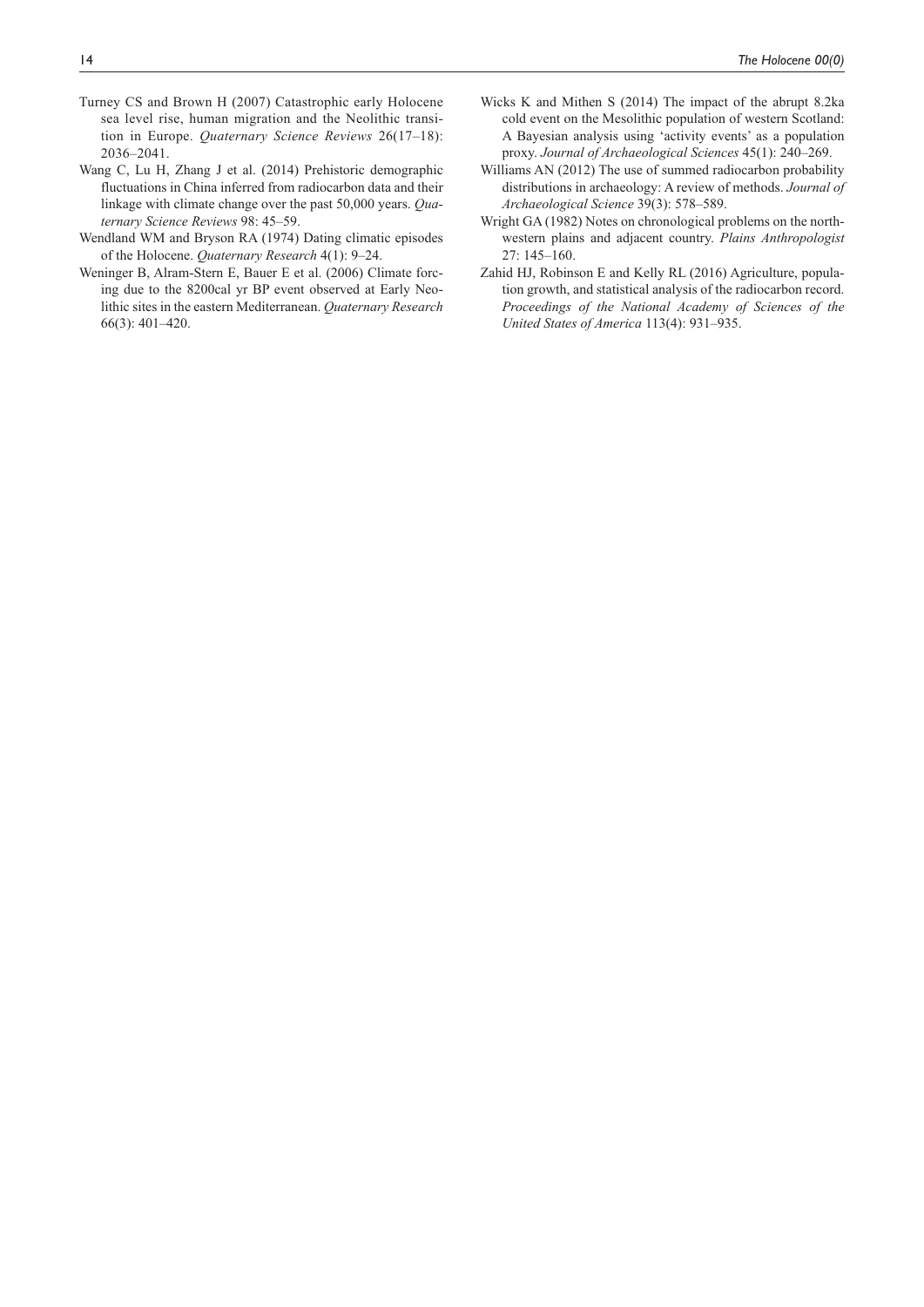Turney CS and Brown H (2007) Catastrophic early Holocene sea level rise, human migration and the Neolithic transition in Europe. *Quaternary Science Reviews* 26(17–18): 2036–2041.

Wang C, Lu H, Zhang J et al. (2014) Prehistoric demographic fluctuations in China inferred from radiocarbon data and their linkage with climate change over the past 50,000 years. *Quaternary Science Reviews* 98: 45–59.

Wendland WM and Bryson RA (1974) Dating climatic episodes of the Holocene. *Quaternary Research* 4(1): 9–24.

Weninger B, Alram-Stern E, Bauer E et al. (2006) Climate forcing due to the 8200cal yr BP event observed at Early Neolithic sites in the eastern Mediterranean. *Quaternary Research* 66(3): 401–420.

Wicks K and Mithen S (2014) The impact of the abrupt 8.2ka cold event on the Mesolithic population of western Scotland: A Bayesian analysis using 'activity events' as a population proxy. *Journal of Archaeological Sciences* 45(1): 240–269.

Williams AN (2012) The use of summed radiocarbon probability distributions in archaeology: A review of methods. *Journal of Archaeological Science* 39(3): 578–589.

Wright GA (1982) Notes on chronological problems on the northwestern plains and adjacent country. *Plains Anthropologist* 27: 145–160.

Zahid HJ, Robinson E and Kelly RL (2016) Agriculture, population growth, and statistical analysis of the radiocarbon record. *Proceedings of the National Academy of Sciences of the United States of America* 113(4): 931–935.